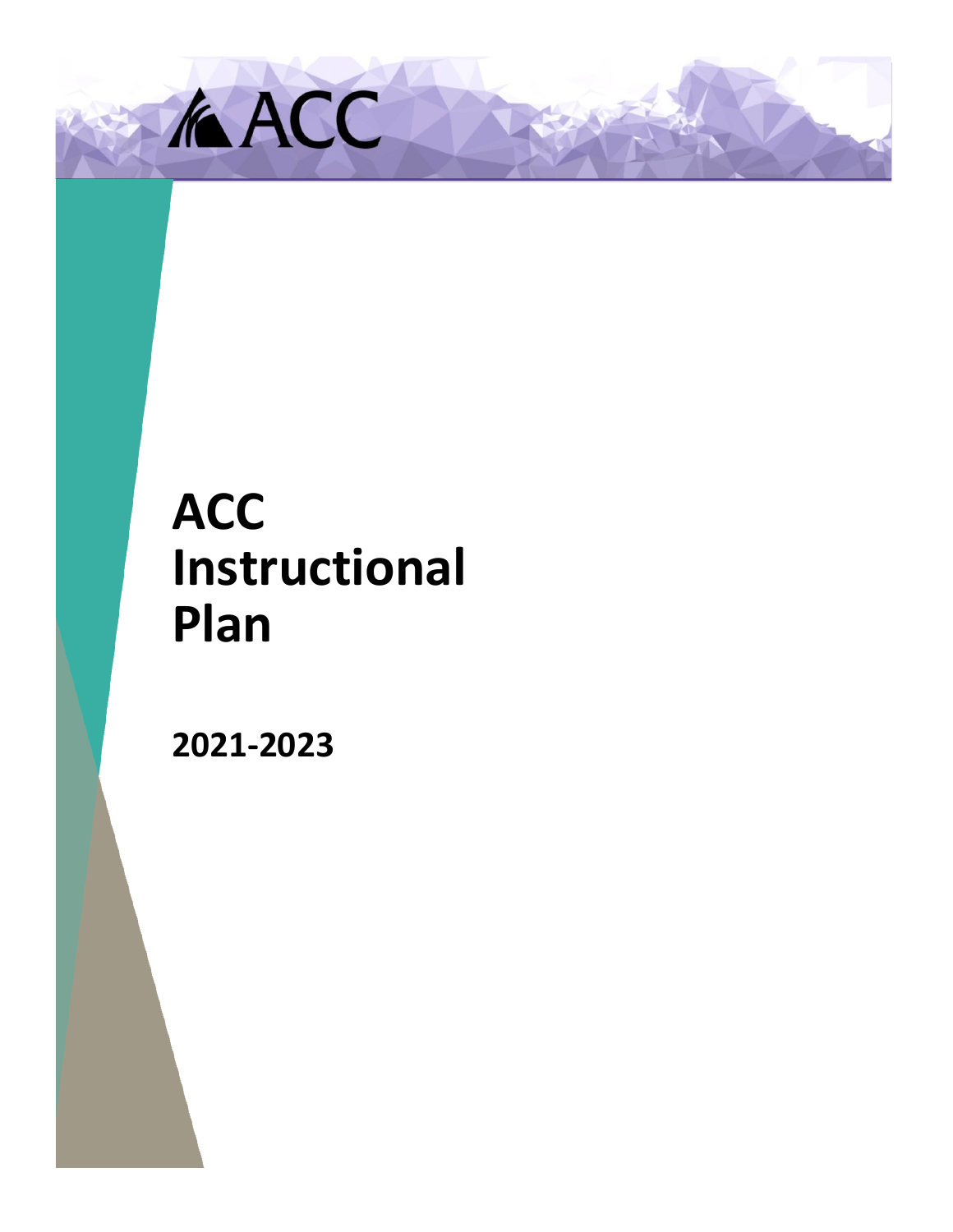ACC

# ACC Instructional Plan

**2021-2023**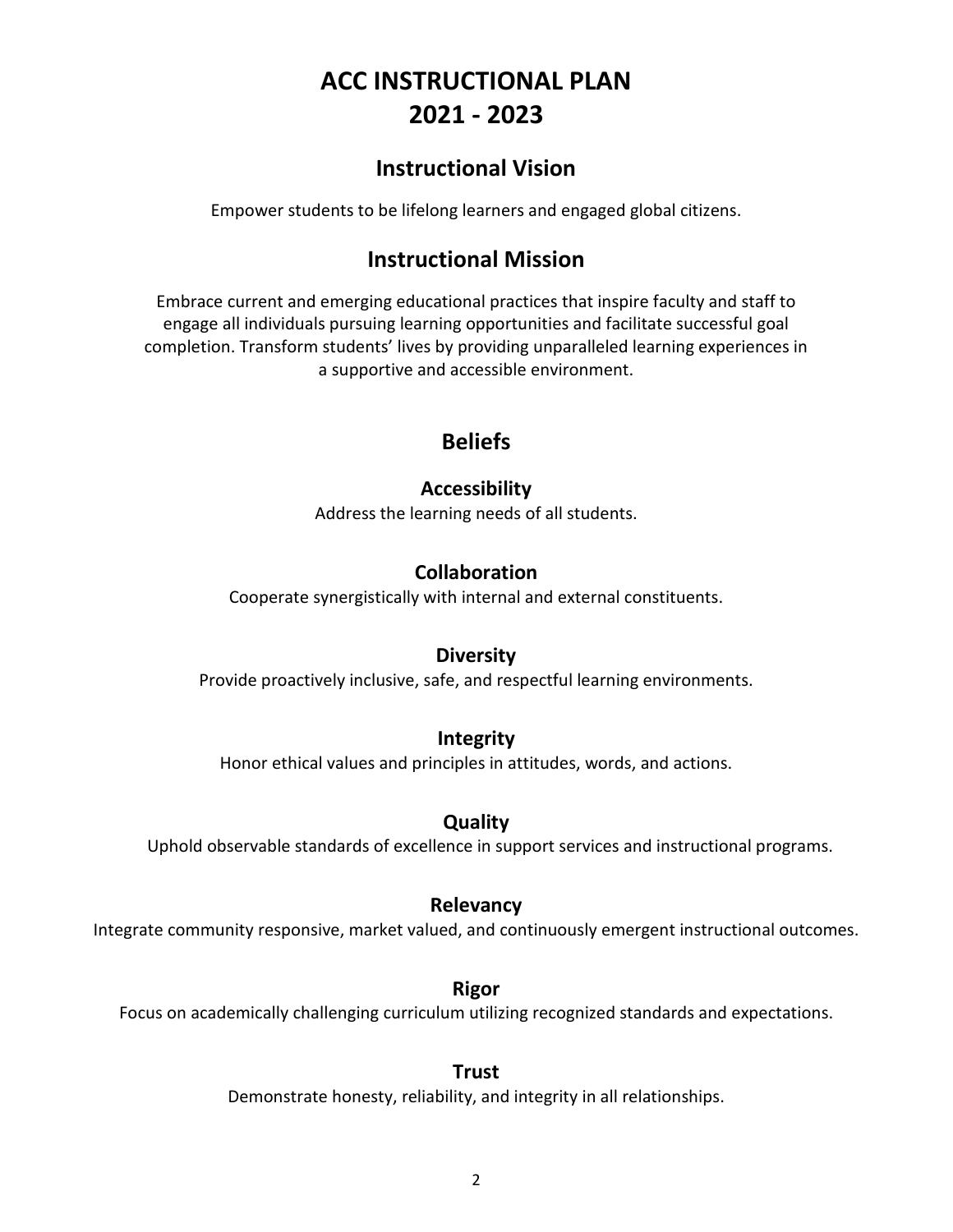# ACC INSTRUCTIONAL PLAN
# 2021 - 2023

## Instructional Vision

Empower students to be lifelong learners and engaged global citizens.

## Instructional Mission

Embrace current and emerging educational practices that inspire faculty and staff to engage all individuals pursuing learning opportunities and facilitate successful goal completion. Transform students' lives by providing unparalleled learning experiences in a supportive and accessible environment.

## Beliefs

### Accessibility

Address the learning needs of all students.

### Collaboration

Cooperate synergistically with internal and external constituents.

### Diversity

Provide proactively inclusive, safe, and respectful learning environments.

### Integrity

Honor ethical values and principles in attitudes, words, and actions.

### Quality

Uphold observable standards of excellence in support services and instructional programs.

### Relevancy

Integrate community responsive, market valued, and continuously emergent instructional outcomes.

### Rigor

Focus on academically challenging curriculum utilizing recognized standards and expectations.

### Trust

Demonstrate honesty, reliability, and integrity in all relationships.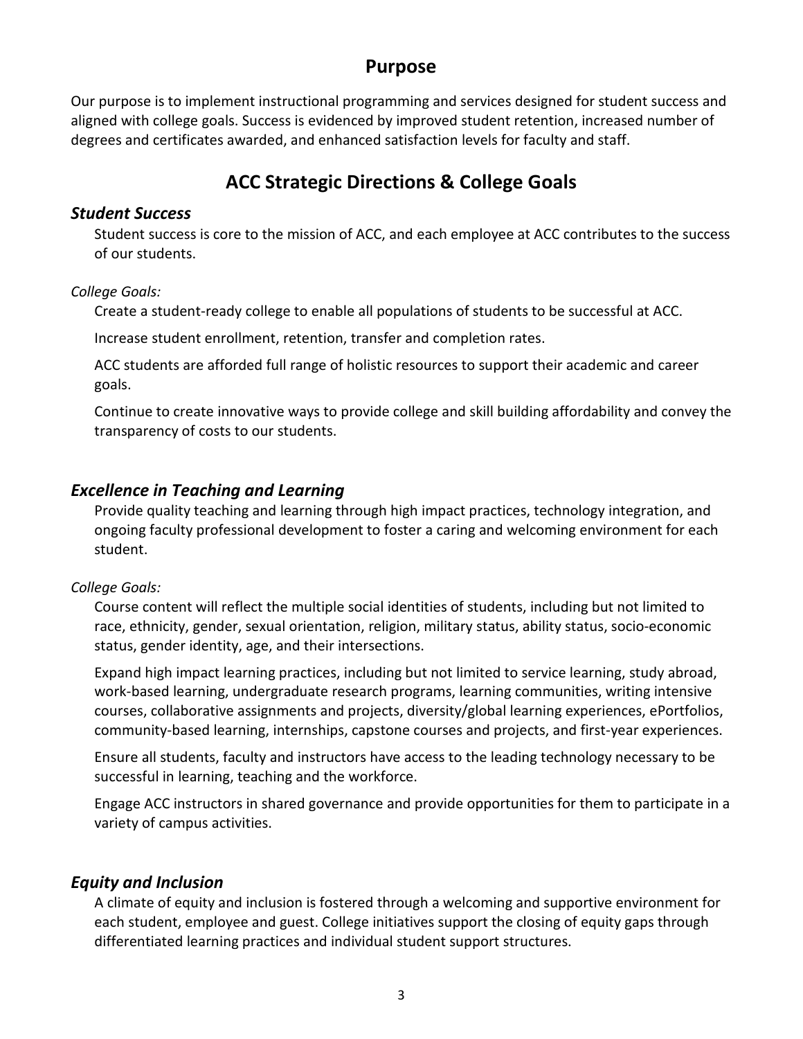## Purpose

Our purpose is to implement instructional programming and services designed for student success and aligned with college goals. Success is evidenced by improved student retention, increased number of degrees and certificates awarded, and enhanced satisfaction levels for faculty and staff.

## ACC Strategic Directions & College Goals

### *Student Success*

Student success is core to the mission of ACC, and each employee at ACC contributes to the success of our students.

*College Goals:*

Create a student-ready college to enable all populations of students to be successful at ACC.

Increase student enrollment, retention, transfer and completion rates.

ACC students are afforded full range of holistic resources to support their academic and career goals.

Continue to create innovative ways to provide college and skill building affordability and convey the transparency of costs to our students.

### *Excellence in Teaching and Learning*

Provide quality teaching and learning through high impact practices, technology integration, and ongoing faculty professional development to foster a caring and welcoming environment for each student.

*College Goals:*

Course content will reflect the multiple social identities of students, including but not limited to race, ethnicity, gender, sexual orientation, religion, military status, ability status, socio-economic status, gender identity, age, and their intersections.

Expand high impact learning practices, including but not limited to service learning, study abroad, work-based learning, undergraduate research programs, learning communities, writing intensive courses, collaborative assignments and projects, diversity/global learning experiences, ePortfolios, community-based learning, internships, capstone courses and projects, and first-year experiences.

Ensure all students, faculty and instructors have access to the leading technology necessary to be successful in learning, teaching and the workforce.

Engage ACC instructors in shared governance and provide opportunities for them to participate in a variety of campus activities.

### *Equity and Inclusion*

A climate of equity and inclusion is fostered through a welcoming and supportive environment for each student, employee and guest. College initiatives support the closing of equity gaps through differentiated learning practices and individual student support structures.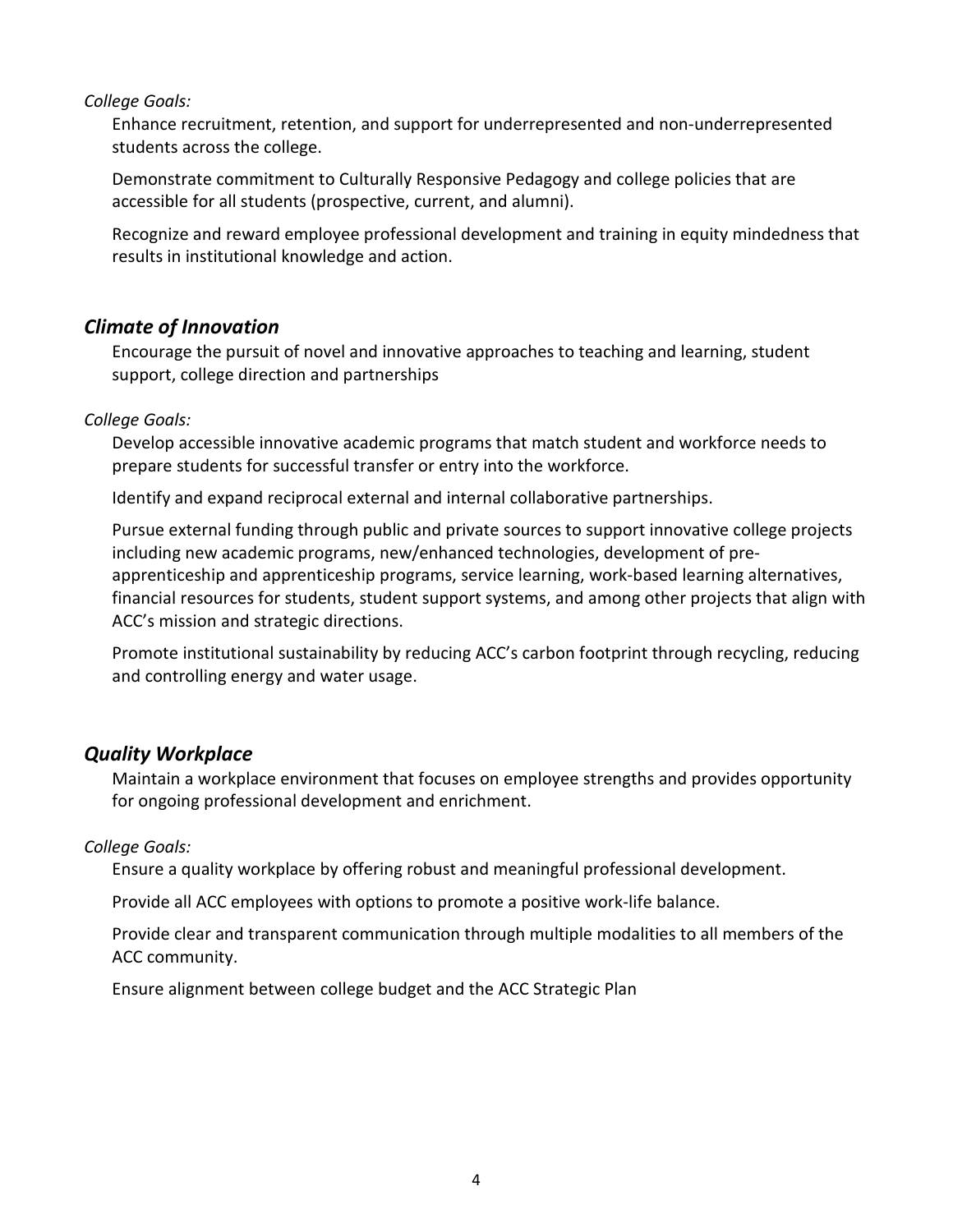*College Goals:*

Enhance recruitment, retention, and support for underrepresented and non-underrepresented students across the college.

Demonstrate commitment to Culturally Responsive Pedagogy and college policies that are accessible for all students (prospective, current, and alumni).

Recognize and reward employee professional development and training in equity mindedness that results in institutional knowledge and action.

## *Climate of Innovation*

Encourage the pursuit of novel and innovative approaches to teaching and learning, student support, college direction and partnerships

*College Goals:*

Develop accessible innovative academic programs that match student and workforce needs to prepare students for successful transfer or entry into the workforce.

Identify and expand reciprocal external and internal collaborative partnerships.

Pursue external funding through public and private sources to support innovative college projects including new academic programs, new/enhanced technologies, development of pre-apprenticeship and apprenticeship programs, service learning, work-based learning alternatives, financial resources for students, student support systems, and among other projects that align with ACC's mission and strategic directions.

Promote institutional sustainability by reducing ACC's carbon footprint through recycling, reducing and controlling energy and water usage.

## *Quality Workplace*

Maintain a workplace environment that focuses on employee strengths and provides opportunity for ongoing professional development and enrichment.

*College Goals:*

Ensure a quality workplace by offering robust and meaningful professional development.

Provide all ACC employees with options to promote a positive work-life balance.

Provide clear and transparent communication through multiple modalities to all members of the ACC community.

Ensure alignment between college budget and the ACC Strategic Plan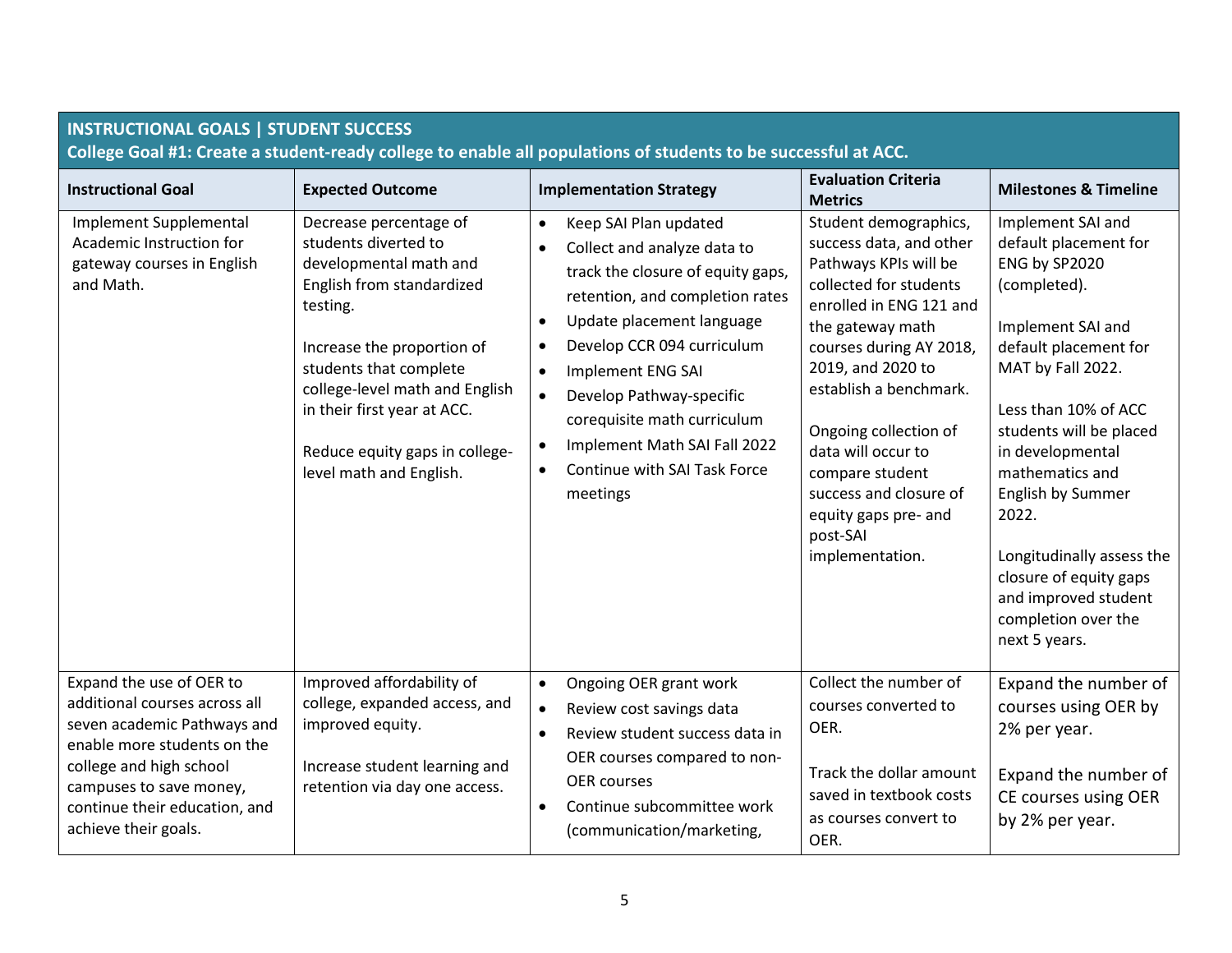| INSTRUCTIONAL GOALS \| STUDENT SUCCESS<br>College Goal #1: Create a student-ready college to enable all populations of students to be successful at ACC. | | | | |
|---|---|---|---|---|
| **Instructional Goal** | **Expected Outcome** | **Implementation Strategy** | **Evaluation Criteria Metrics** | **Milestones & Timeline** |
| Implement Supplemental Academic Instruction for gateway courses in English and Math. | Decrease percentage of students diverted to developmental math and English from standardized testing.<br><br>Increase the proportion of students that complete college-level math and English in their first year at ACC.<br><br>Reduce equity gaps in college-level math and English. | • Keep SAI Plan updated<br>• Collect and analyze data to track the closure of equity gaps, retention, and completion rates<br>• Update placement language<br>• Develop CCR 094 curriculum<br>• Implement ENG SAI<br>• Develop Pathway-specific corequisite math curriculum<br>• Implement Math SAI Fall 2022<br>• Continue with SAI Task Force meetings | Student demographics, success data, and other Pathways KPIs will be collected for students enrolled in ENG 121 and the gateway math courses during AY 2018, 2019, and 2020 to establish a benchmark.<br><br>Ongoing collection of data will occur to compare student success and closure of equity gaps pre- and post-SAI implementation. | Implement SAI and default placement for ENG by SP2020 (completed).<br><br>Implement SAI and default placement for MAT by Fall 2022.<br><br>Less than 10% of ACC students will be placed in developmental mathematics and English by Summer 2022.<br><br>Longitudinally assess the closure of equity gaps and improved student completion over the next 5 years. |
| Expand the use of OER to additional courses across all seven academic Pathways and enable more students on the college and high school campuses to save money, continue their education, and achieve their goals. | Improved affordability of college, expanded access, and improved equity.<br><br>Increase student learning and retention via day one access. | • Ongoing OER grant work<br>• Review cost savings data<br>• Review student success data in OER courses compared to non-OER courses<br>• Continue subcommittee work (communication/marketing, | Collect the number of courses converted to OER.<br><br>Track the dollar amount saved in textbook costs as courses convert to OER. | Expand the number of courses using OER by 2% per year.<br><br>Expand the number of CE courses using OER by 2% per year. |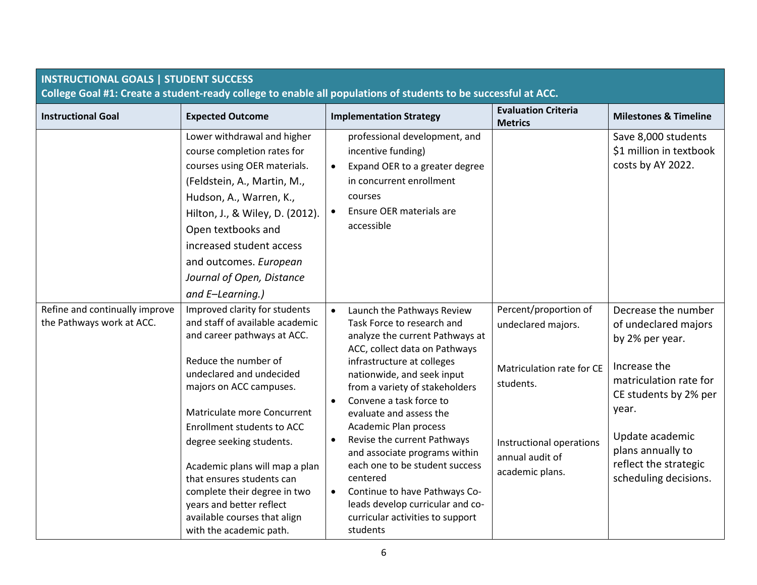| INSTRUCTIONAL GOALS \| STUDENT SUCCESS<br>College Goal #1: Create a student-ready college to enable all populations of students to be successful at ACC. | | | | |
|---|---|---|---|---|
| **Instructional Goal** | **Expected Outcome** | **Implementation Strategy** | **Evaluation Criteria Metrics** | **Milestones & Timeline** |
| | Lower withdrawal and higher course completion rates for courses using OER materials. (Feldstein, A., Martin, M., Hudson, A., Warren, K., Hilton, J., & Wiley, D. (2012). Open textbooks and increased student access and outcomes. *European Journal of Open, Distance and E–Learning.)* | professional development, and incentive funding)<br>• Expand OER to a greater degree in concurrent enrollment courses<br>• Ensure OER materials are accessible | | Save 8,000 students $1 million in textbook costs by AY 2022. |
| Refine and continually improve the Pathways work at ACC. | Improved clarity for students and staff of available academic and career pathways at ACC.<br><br>Reduce the number of undeclared and undecided majors on ACC campuses.<br><br>Matriculate more Concurrent Enrollment students to ACC degree seeking students.<br><br>Academic plans will map a plan that ensures students can complete their degree in two years and better reflect available courses that align with the academic path. | • Launch the Pathways Review Task Force to research and analyze the current Pathways at ACC, collect data on Pathways infrastructure at colleges nationwide, and seek input from a variety of stakeholders<br>• Convene a task force to evaluate and assess the Academic Plan process<br>• Revise the current Pathways and associate programs within each one to be student success centered<br>• Continue to have Pathways Co-leads develop curricular and co-curricular activities to support students | Percent/proportion of undeclared majors.<br><br>Matriculation rate for CE students.<br><br>Instructional operations annual audit of academic plans. | Decrease the number of undeclared majors by 2% per year.<br><br>Increase the matriculation rate for CE students by 2% per year.<br><br>Update academic plans annually to reflect the strategic scheduling decisions. |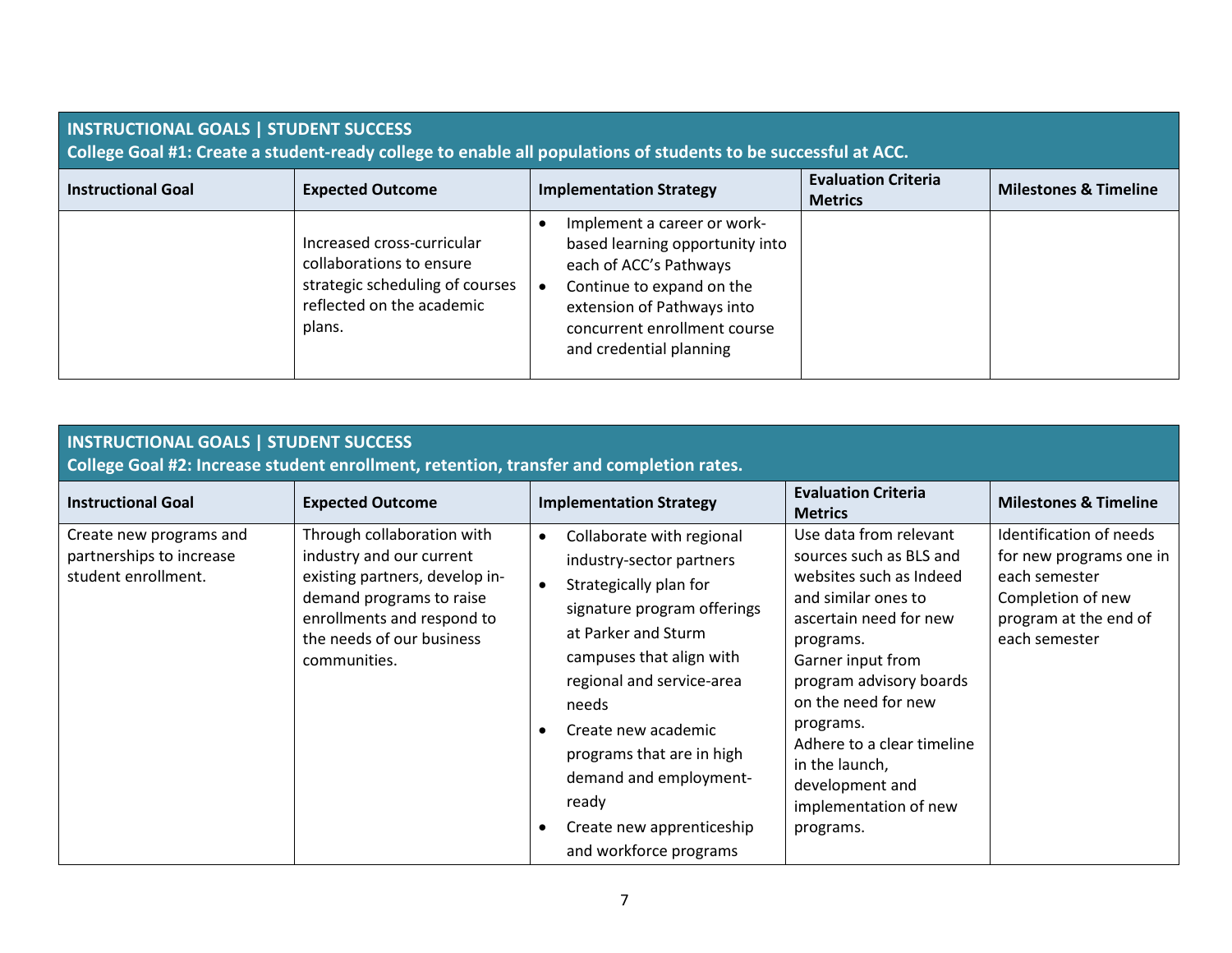| **INSTRUCTIONAL GOALS \| STUDENT SUCCESS**<br>**College Goal #1: Create a student-ready college to enable all populations of students to be successful at ACC.** | | | | |
|---|---|---|---|---|
| **Instructional Goal** | **Expected Outcome** | **Implementation Strategy** | **Evaluation Criteria Metrics** | **Milestones & Timeline** |
| | Increased cross-curricular collaborations to ensure strategic scheduling of courses reflected on the academic plans. | • Implement a career or work-based learning opportunity into each of ACC's Pathways<br>• Continue to expand on the extension of Pathways into concurrent enrollment course and credential planning | | |

| **INSTRUCTIONAL GOALS \| STUDENT SUCCESS**<br>**College Goal #2: Increase student enrollment, retention, transfer and completion rates.** | | | | |
|---|---|---|---|---|
| **Instructional Goal** | **Expected Outcome** | **Implementation Strategy** | **Evaluation Criteria Metrics** | **Milestones & Timeline** |
| Create new programs and partnerships to increase student enrollment. | Through collaboration with industry and our current existing partners, develop in-demand programs to raise enrollments and respond to the needs of our business communities. | • Collaborate with regional industry-sector partners<br>• Strategically plan for signature program offerings at Parker and Sturm campuses that align with regional and service-area needs<br>• Create new academic programs that are in high demand and employment-ready<br>• Create new apprenticeship and workforce programs | Use data from relevant sources such as BLS and websites such as Indeed and similar ones to ascertain need for new programs.<br>Garner input from program advisory boards on the need for new programs.<br>Adhere to a clear timeline in the launch, development and implementation of new programs. | Identification of needs for new programs one in each semester<br>Completion of new program at the end of each semester |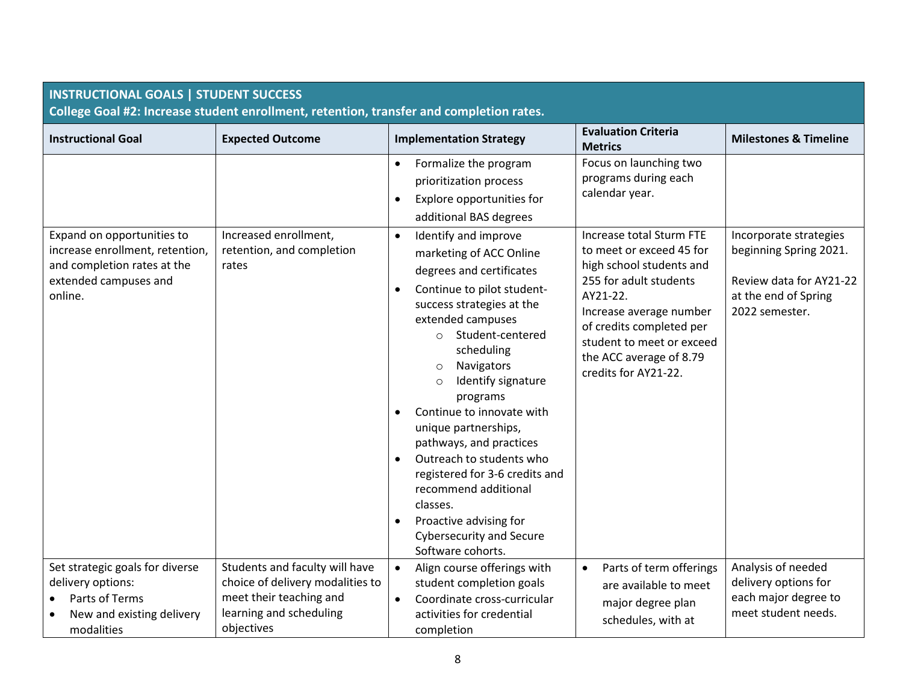**INSTRUCTIONAL GOALS | STUDENT SUCCESS**
**College Goal #2: Increase student enrollment, retention, transfer and completion rates.**

| Instructional Goal | Expected Outcome | Implementation Strategy | Evaluation Criteria Metrics | Milestones & Timeline |
|---|---|---|---|---|
| | | • Formalize the program prioritization process<br>• Explore opportunities for additional BAS degrees | Focus on launching two programs during each calendar year. | |
| Expand on opportunities to increase enrollment, retention, and completion rates at the extended campuses and online. | Increased enrollment, retention, and completion rates | • Identify and improve marketing of ACC Online degrees and certificates<br>• Continue to pilot student-success strategies at the extended campuses<br>  ○ Student-centered scheduling<br>  ○ Navigators<br>  ○ Identify signature programs<br>• Continue to innovate with unique partnerships, pathways, and practices<br>• Outreach to students who registered for 3-6 credits and recommend additional classes.<br>• Proactive advising for Cybersecurity and Secure Software cohorts. | Increase total Sturm FTE to meet or exceed 45 for high school students and 255 for adult students AY21-22.<br>Increase average number of credits completed per student to meet or exceed the ACC average of 8.79 credits for AY21-22. | Incorporate strategies beginning Spring 2021.<br><br>Review data for AY21-22 at the end of Spring 2022 semester. |
| Set strategic goals for diverse delivery options:<br>• Parts of Terms<br>• New and existing delivery modalities | Students and faculty will have choice of delivery modalities to meet their teaching and learning and scheduling objectives | • Align course offerings with student completion goals<br>• Coordinate cross-curricular activities for credential completion | • Parts of term offerings are available to meet major degree plan schedules, with at | Analysis of needed delivery options for each major degree to meet student needs. |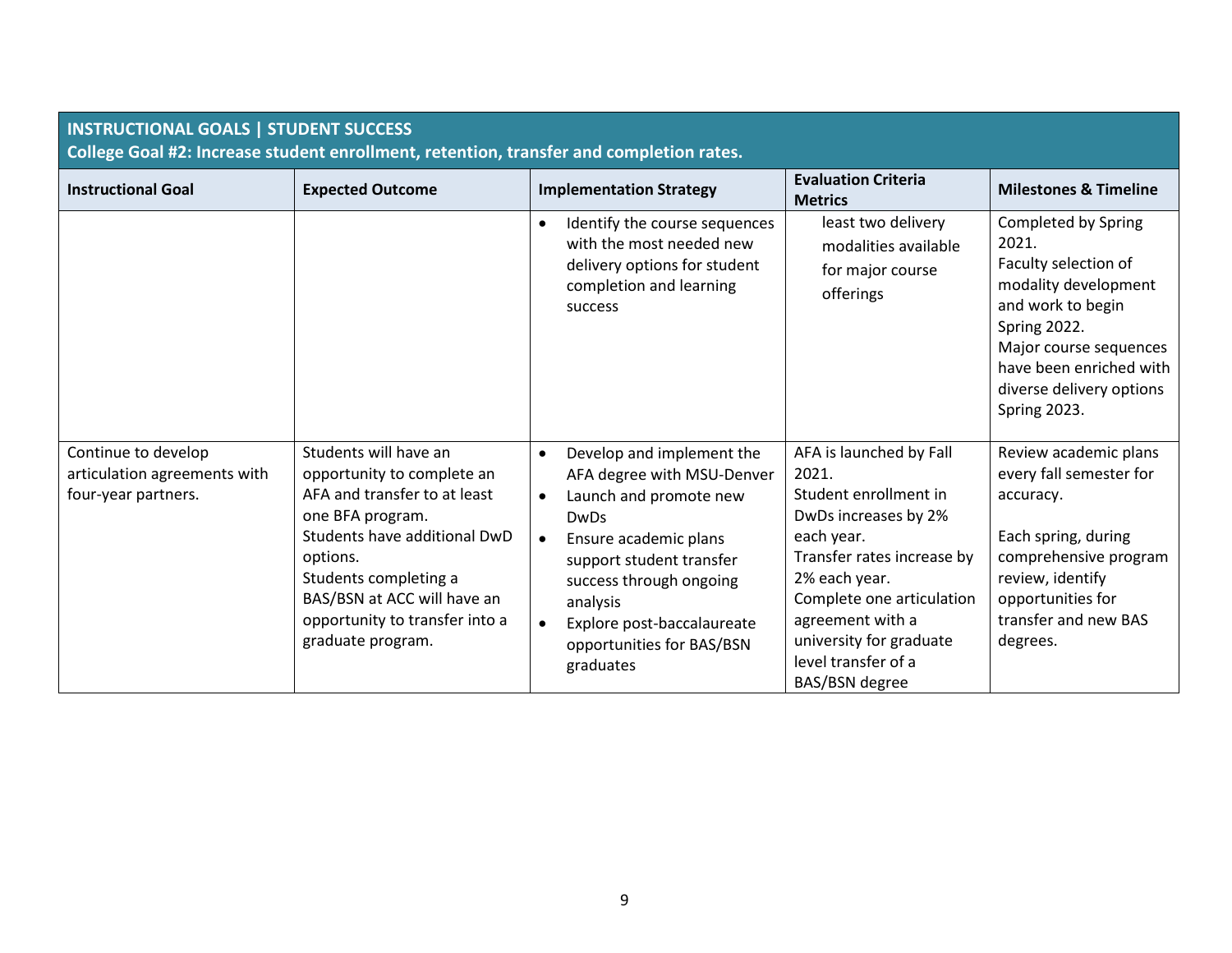**INSTRUCTIONAL GOALS | STUDENT SUCCESS**
**College Goal #2: Increase student enrollment, retention, transfer and completion rates.**

| Instructional Goal | Expected Outcome | Implementation Strategy | Evaluation Criteria Metrics | Milestones & Timeline |
|---|---|---|---|---|
| | | • Identify the course sequences with the most needed new delivery options for student completion and learning success | least two delivery modalities available for major course offerings | Completed by Spring 2021.<br>Faculty selection of modality development and work to begin Spring 2022.<br>Major course sequences have been enriched with diverse delivery options Spring 2023. |
| Continue to develop articulation agreements with four-year partners. | Students will have an opportunity to complete an AFA and transfer to at least one BFA program.<br>Students have additional DwD options.<br>Students completing a BAS/BSN at ACC will have an opportunity to transfer into a graduate program. | • Develop and implement the AFA degree with MSU-Denver<br>• Launch and promote new DwDs<br>• Ensure academic plans support student transfer success through ongoing analysis<br>• Explore post-baccalaureate opportunities for BAS/BSN graduates | AFA is launched by Fall 2021.<br>Student enrollment in DwDs increases by 2% each year.<br>Transfer rates increase by 2% each year.<br>Complete one articulation agreement with a university for graduate level transfer of a BAS/BSN degree | Review academic plans every fall semester for accuracy.<br><br>Each spring, during comprehensive program review, identify opportunities for transfer and new BAS degrees. |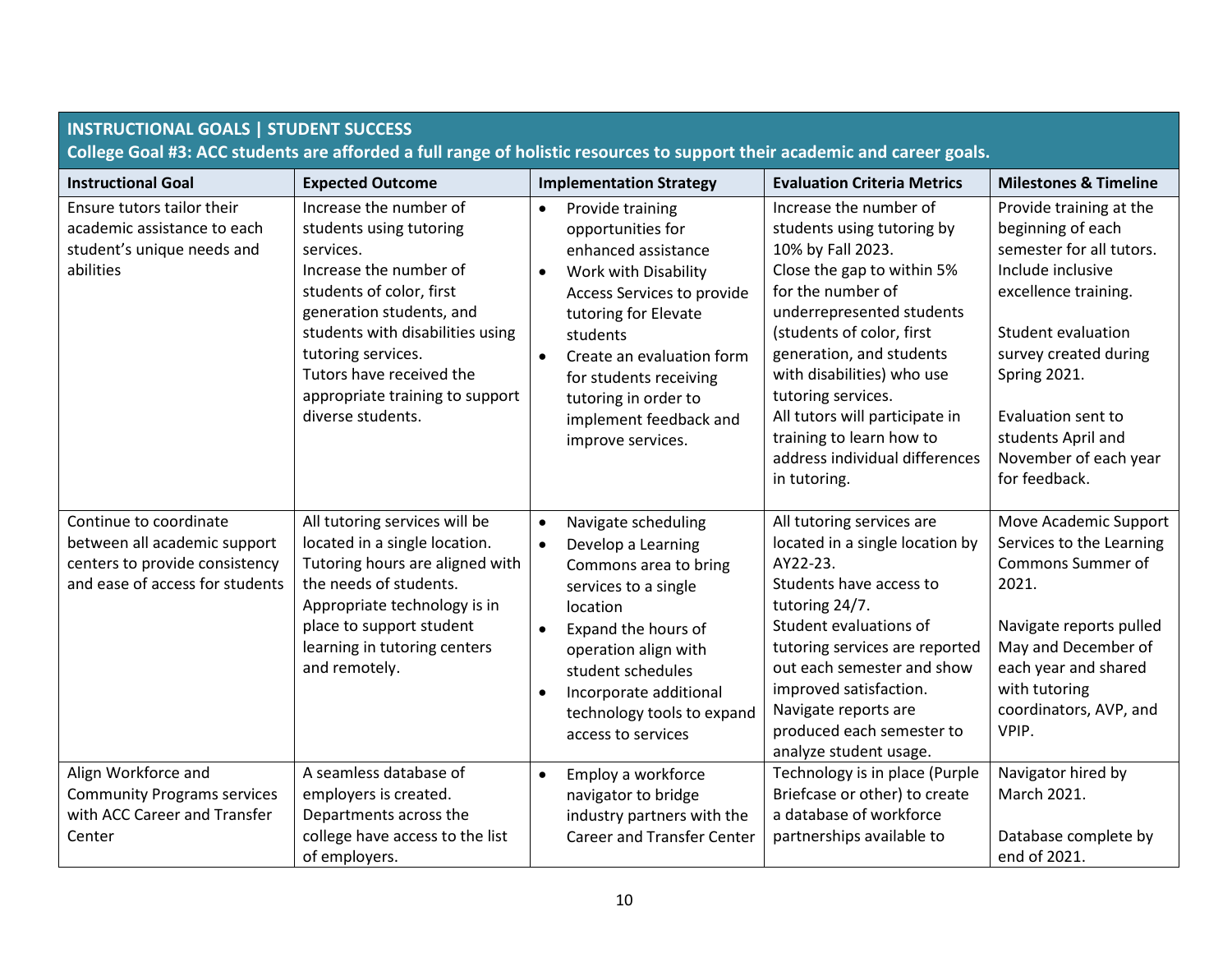**INSTRUCTIONAL GOALS | STUDENT SUCCESS**

**College Goal #3: ACC students are afforded a full range of holistic resources to support their academic and career goals.**

| Instructional Goal | Expected Outcome | Implementation Strategy | Evaluation Criteria Metrics | Milestones & Timeline |
|---|---|---|---|---|
| Ensure tutors tailor their academic assistance to each student's unique needs and abilities | Increase the number of students using tutoring services.<br>Increase the number of students of color, first generation students, and students with disabilities using tutoring services.<br>Tutors have received the appropriate training to support diverse students. | • Provide training opportunities for enhanced assistance<br>• Work with Disability Access Services to provide tutoring for Elevate students<br>• Create an evaluation form for students receiving tutoring in order to implement feedback and improve services. | Increase the number of students using tutoring by 10% by Fall 2023.<br>Close the gap to within 5% for the number of underrepresented students (students of color, first generation, and students with disabilities) who use tutoring services.<br>All tutors will participate in training to learn how to address individual differences in tutoring. | Provide training at the beginning of each semester for all tutors. Include inclusive excellence training.<br><br>Student evaluation survey created during Spring 2021.<br><br>Evaluation sent to students April and November of each year for feedback. |
| Continue to coordinate between all academic support centers to provide consistency and ease of access for students | All tutoring services will be located in a single location.<br>Tutoring hours are aligned with the needs of students.<br>Appropriate technology is in place to support student learning in tutoring centers and remotely. | • Navigate scheduling<br>• Develop a Learning Commons area to bring services to a single location<br>• Expand the hours of operation align with student schedules<br>• Incorporate additional technology tools to expand access to services | All tutoring services are located in a single location by AY22-23.<br>Students have access to tutoring 24/7.<br>Student evaluations of tutoring services are reported out each semester and show improved satisfaction.<br>Navigate reports are produced each semester to analyze student usage. | Move Academic Support Services to the Learning Commons Summer of 2021.<br><br>Navigate reports pulled May and December of each year and shared with tutoring coordinators, AVP, and VPIP. |
| Align Workforce and Community Programs services with ACC Career and Transfer Center | A seamless database of employers is created.<br>Departments across the college have access to the list of employers. | • Employ a workforce navigator to bridge industry partners with the Career and Transfer Center | Technology is in place (Purple Briefcase or other) to create a database of workforce partnerships available to | Navigator hired by March 2021.<br><br>Database complete by end of 2021. |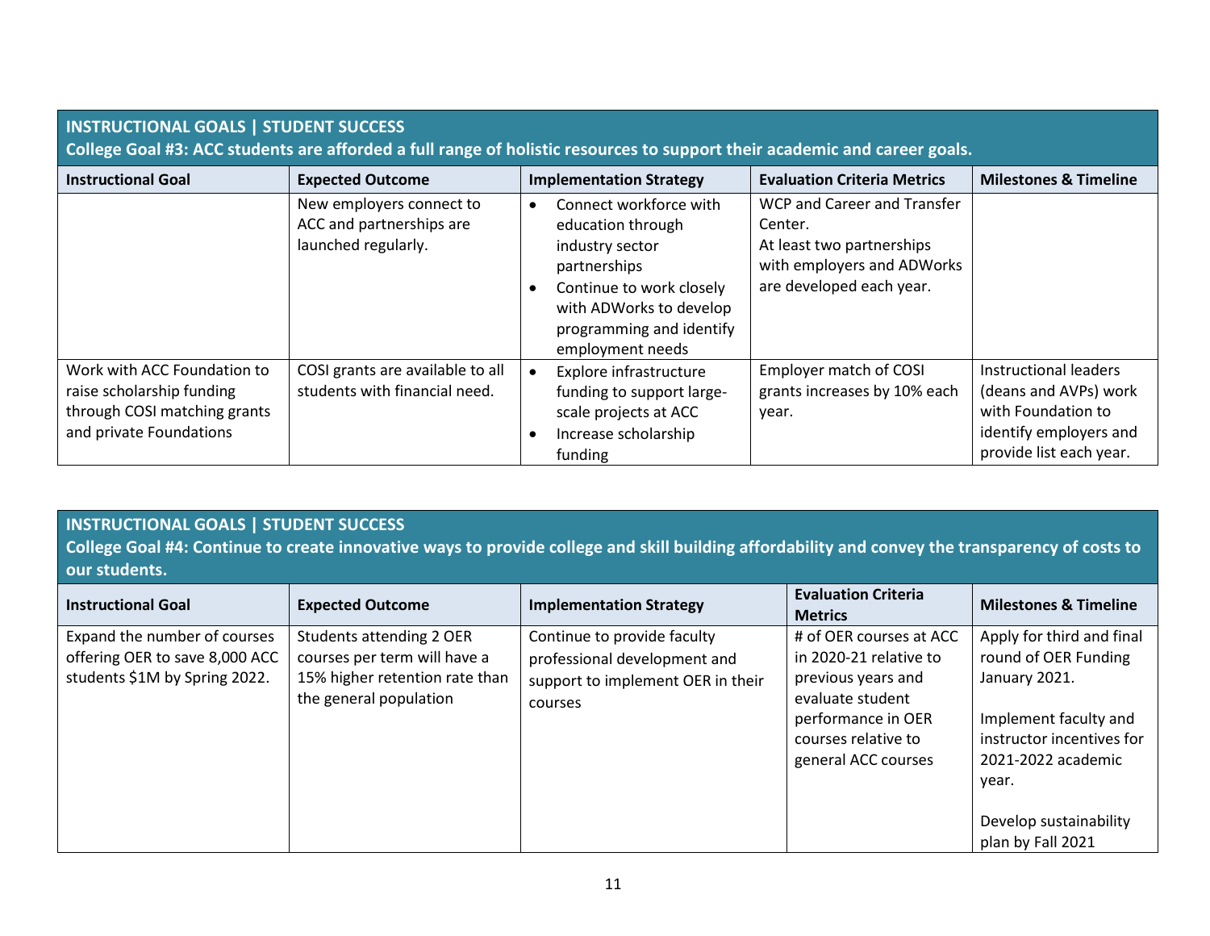## INSTRUCTIONAL GOALS | STUDENT SUCCESS

**College Goal #3: ACC students are afforded a full range of holistic resources to support their academic and career goals.**

| Instructional Goal | Expected Outcome | Implementation Strategy | Evaluation Criteria Metrics | Milestones & Timeline |
|---|---|---|---|---|
| | New employers connect to ACC and partnerships are launched regularly. | • Connect workforce with education through industry sector partnerships<br>• Continue to work closely with ADWorks to develop programming and identify employment needs | WCP and Career and Transfer Center.<br>At least two partnerships with employers and ADWorks are developed each year. | |
| Work with ACC Foundation to raise scholarship funding through COSI matching grants and private Foundations | COSI grants are available to all students with financial need. | • Explore infrastructure funding to support large-scale projects at ACC<br>• Increase scholarship funding | Employer match of COSI grants increases by 10% each year. | Instructional leaders (deans and AVPs) work with Foundation to identify employers and provide list each year. |

## INSTRUCTIONAL GOALS | STUDENT SUCCESS

**College Goal #4: Continue to create innovative ways to provide college and skill building affordability and convey the transparency of costs to our students.**

| Instructional Goal | Expected Outcome | Implementation Strategy | Evaluation Criteria Metrics | Milestones & Timeline |
|---|---|---|---|---|
| Expand the number of courses offering OER to save 8,000 ACC students $1M by Spring 2022. | Students attending 2 OER courses per term will have a 15% higher retention rate than the general population | Continue to provide faculty professional development and support to implement OER in their courses | # of OER courses at ACC in 2020-21 relative to previous years and evaluate student performance in OER courses relative to general ACC courses | Apply for third and final round of OER Funding January 2021.<br><br>Implement faculty and instructor incentives for 2021-2022 academic year.<br><br>Develop sustainability plan by Fall 2021 |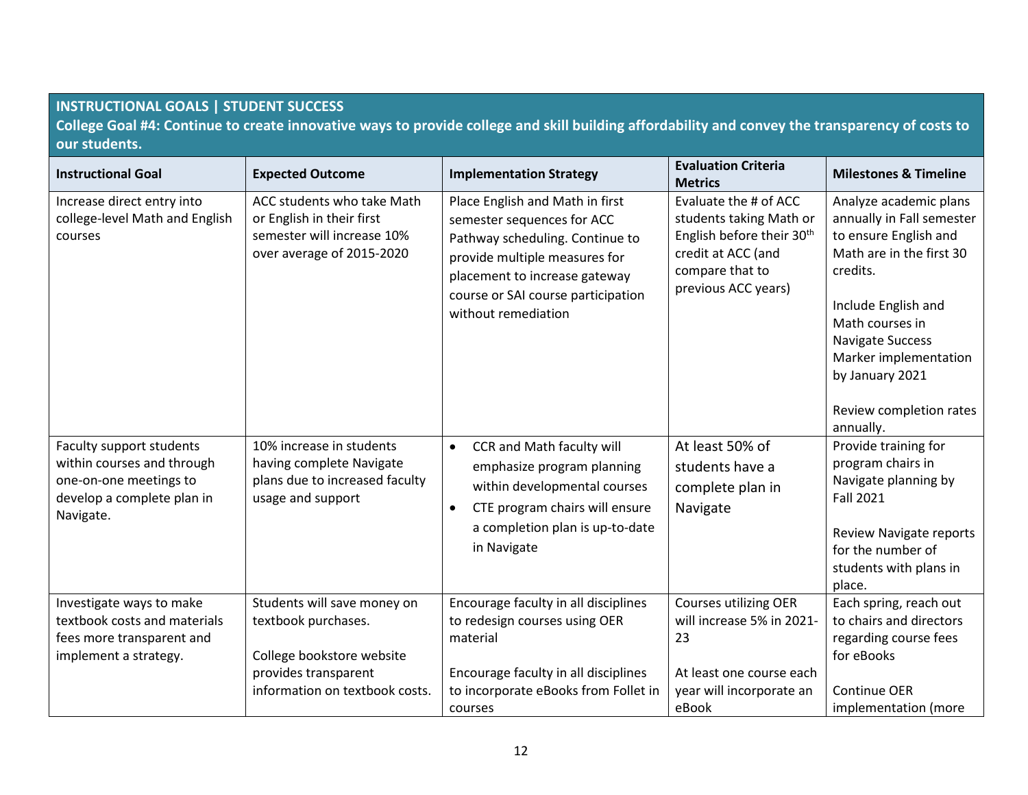**INSTRUCTIONAL GOALS | STUDENT SUCCESS**

**College Goal #4: Continue to create innovative ways to provide college and skill building affordability and convey the transparency of costs to our students.**

| Instructional Goal | Expected Outcome | Implementation Strategy | Evaluation Criteria Metrics | Milestones & Timeline |
|---|---|---|---|---|
| Increase direct entry into college-level Math and English courses | ACC students who take Math or English in their first semester will increase 10% over average of 2015-2020 | Place English and Math in first semester sequences for ACC Pathway scheduling. Continue to provide multiple measures for placement to increase gateway course or SAI course participation without remediation | Evaluate the # of ACC students taking Math or English before their 30th credit at ACC (and compare that to previous ACC years) | Analyze academic plans annually in Fall semester to ensure English and Math are in the first 30 credits.<br><br>Include English and Math courses in Navigate Success Marker implementation by January 2021<br><br>Review completion rates annually. |
| Faculty support students within courses and through one-on-one meetings to develop a complete plan in Navigate. | 10% increase in students having complete Navigate plans due to increased faculty usage and support | • CCR and Math faculty will emphasize program planning within developmental courses<br>• CTE program chairs will ensure a completion plan is up-to-date in Navigate | At least 50% of students have a complete plan in Navigate | Provide training for program chairs in Navigate planning by Fall 2021<br><br>Review Navigate reports for the number of students with plans in place. |
| Investigate ways to make textbook costs and materials fees more transparent and implement a strategy. | Students will save money on textbook purchases.<br><br>College bookstore website provides transparent information on textbook costs. | Encourage faculty in all disciplines to redesign courses using OER material<br><br>Encourage faculty in all disciplines to incorporate eBooks from Follet in courses | Courses utilizing OER will increase 5% in 2021-23<br><br>At least one course each year will incorporate an eBook | Each spring, reach out to chairs and directors regarding course fees for eBooks<br><br>Continue OER implementation (more |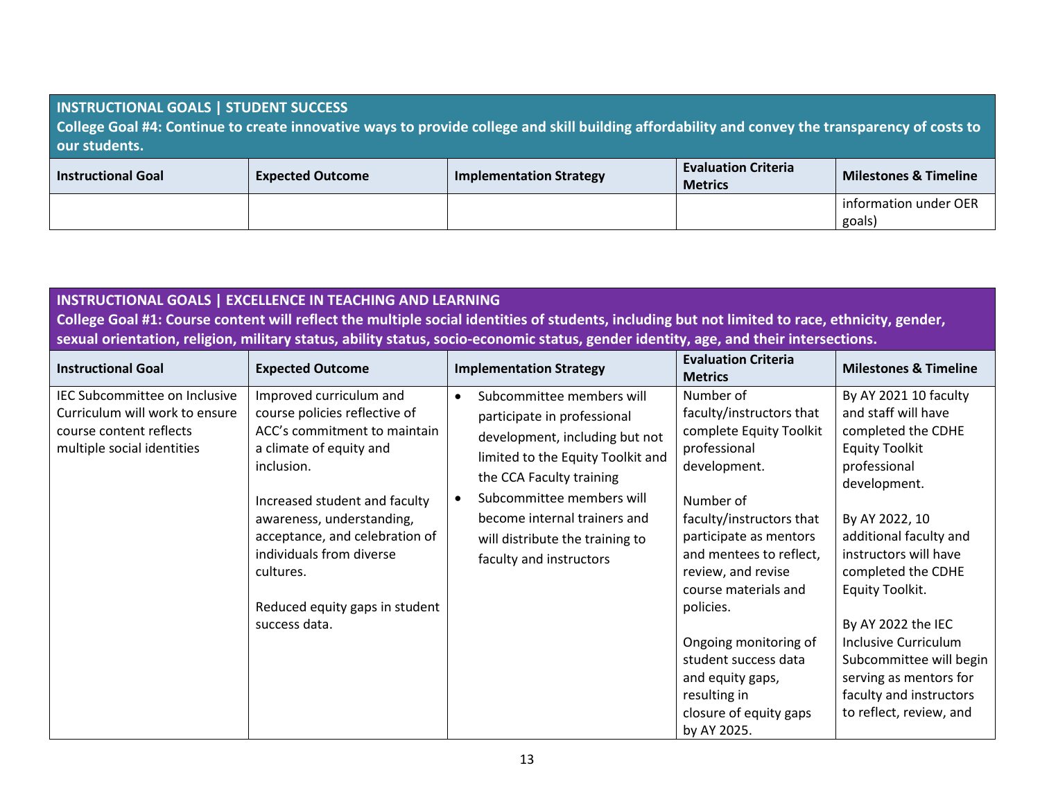**INSTRUCTIONAL GOALS | STUDENT SUCCESS**

**College Goal #4: Continue to create innovative ways to provide college and skill building affordability and convey the transparency of costs to our students.**

| Instructional Goal | Expected Outcome | Implementation Strategy | Evaluation Criteria Metrics | Milestones & Timeline |
|---|---|---|---|---|
| | | | | information under OER goals) |

**INSTRUCTIONAL GOALS | EXCELLENCE IN TEACHING AND LEARNING**

**College Goal #1: Course content will reflect the multiple social identities of students, including but not limited to race, ethnicity, gender, sexual orientation, religion, military status, ability status, socio-economic status, gender identity, age, and their intersections.**

| Instructional Goal | Expected Outcome | Implementation Strategy | Evaluation Criteria Metrics | Milestones & Timeline |
|---|---|---|---|---|
| IEC Subcommittee on Inclusive Curriculum will work to ensure course content reflects multiple social identities | Improved curriculum and course policies reflective of ACC's commitment to maintain a climate of equity and inclusion.<br><br>Increased student and faculty awareness, understanding, acceptance, and celebration of individuals from diverse cultures.<br><br>Reduced equity gaps in student success data. | • Subcommittee members will participate in professional development, including but not limited to the Equity Toolkit and the CCA Faculty training<br>• Subcommittee members will become internal trainers and will distribute the training to faculty and instructors | Number of faculty/instructors that complete Equity Toolkit professional development.<br><br>Number of faculty/instructors that participate as mentors and mentees to reflect, review, and revise course materials and policies.<br><br>Ongoing monitoring of student success data and equity gaps, resulting in closure of equity gaps by AY 2025. | By AY 2021 10 faculty and staff will have completed the CDHE Equity Toolkit professional development.<br><br>By AY 2022, 10 additional faculty and instructors will have completed the CDHE Equity Toolkit.<br><br>By AY 2022 the IEC Inclusive Curriculum Subcommittee will begin serving as mentors for faculty and instructors to reflect, review, and |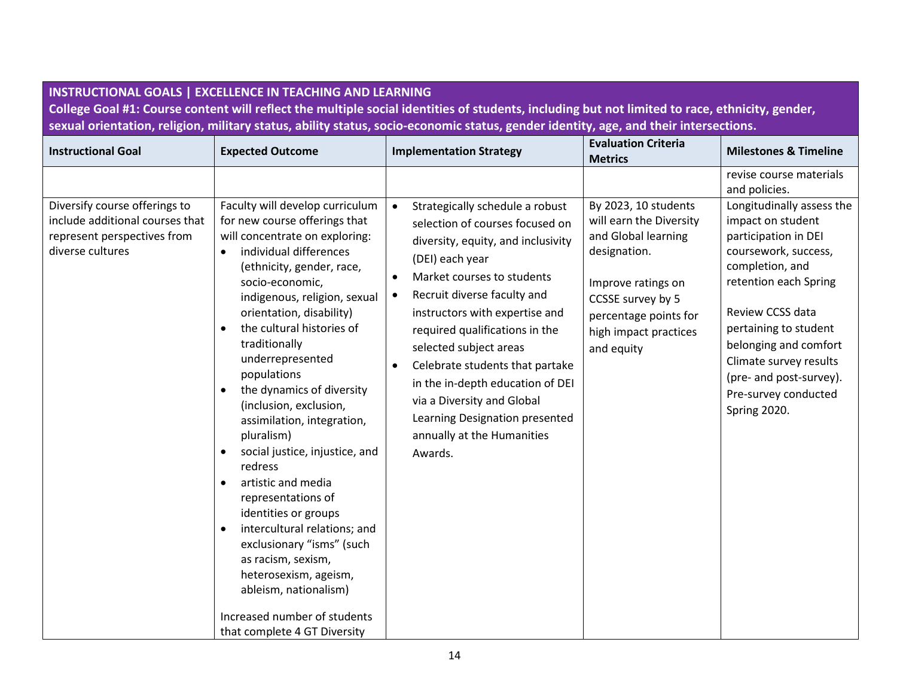**INSTRUCTIONAL GOALS | EXCELLENCE IN TEACHING AND LEARNING**

**College Goal #1: Course content will reflect the multiple social identities of students, including but not limited to race, ethnicity, gender, sexual orientation, religion, military status, ability status, socio-economic status, gender identity, age, and their intersections.**

| Instructional Goal | Expected Outcome | Implementation Strategy | Evaluation Criteria Metrics | Milestones & Timeline |
|---|---|---|---|---|
| | | | | revise course materials and policies. |
| Diversify course offerings to include additional courses that represent perspectives from diverse cultures | Faculty will develop curriculum for new course offerings that will concentrate on exploring:<br>• individual differences (ethnicity, gender, race, socio-economic, indigenous, religion, sexual orientation, disability)<br>• the cultural histories of traditionally underrepresented populations<br>• the dynamics of diversity (inclusion, exclusion, assimilation, integration, pluralism)<br>• social justice, injustice, and redress<br>• artistic and media representations of identities or groups<br>• intercultural relations; and exclusionary "isms" (such as racism, sexism, heterosexism, ageism, ableism, nationalism)<br><br>Increased number of students that complete 4 GT Diversity | • Strategically schedule a robust selection of courses focused on diversity, equity, and inclusivity (DEI) each year<br>• Market courses to students<br>• Recruit diverse faculty and instructors with expertise and required qualifications in the selected subject areas<br>• Celebrate students that partake in the in-depth education of DEI via a Diversity and Global Learning Designation presented annually at the Humanities Awards. | By 2023, 10 students will earn the Diversity and Global learning designation.<br><br>Improve ratings on CCSSE survey by 5 percentage points for high impact practices and equity | Longitudinally assess the impact on student participation in DEI coursework, success, completion, and retention each Spring<br><br>Review CCSS data pertaining to student belonging and comfort Climate survey results (pre- and post-survey). Pre-survey conducted Spring 2020. |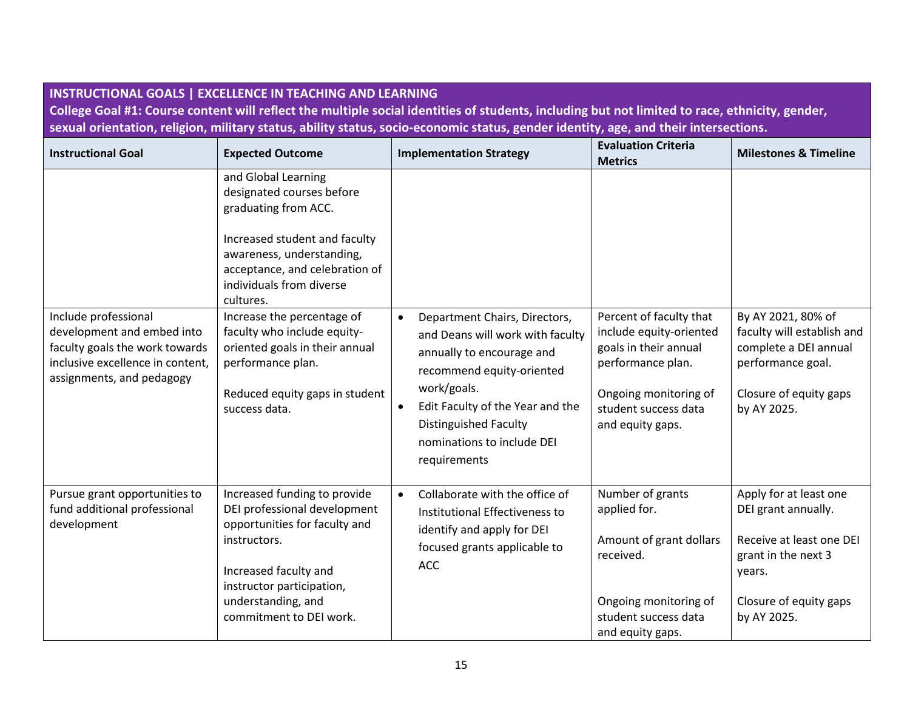**INSTRUCTIONAL GOALS | EXCELLENCE IN TEACHING AND LEARNING**

**College Goal #1: Course content will reflect the multiple social identities of students, including but not limited to race, ethnicity, gender, sexual orientation, religion, military status, ability status, socio-economic status, gender identity, age, and their intersections.**

| Instructional Goal | Expected Outcome | Implementation Strategy | Evaluation Criteria Metrics | Milestones & Timeline |
|---|---|---|---|---|
| | and Global Learning designated courses before graduating from ACC.<br><br>Increased student and faculty awareness, understanding, acceptance, and celebration of individuals from diverse cultures. | | | |
| Include professional development and embed into faculty goals the work towards inclusive excellence in content, assignments, and pedagogy | Increase the percentage of faculty who include equity-oriented goals in their annual performance plan.<br><br>Reduced equity gaps in student success data. | • Department Chairs, Directors, and Deans will work with faculty annually to encourage and recommend equity-oriented work/goals.<br>• Edit Faculty of the Year and the Distinguished Faculty nominations to include DEI requirements | Percent of faculty that include equity-oriented goals in their annual performance plan.<br><br>Ongoing monitoring of student success data and equity gaps. | By AY 2021, 80% of faculty will establish and complete a DEI annual performance goal.<br><br>Closure of equity gaps by AY 2025. |
| Pursue grant opportunities to fund additional professional development | Increased funding to provide DEI professional development opportunities for faculty and instructors.<br><br>Increased faculty and instructor participation, understanding, and commitment to DEI work. | • Collaborate with the office of Institutional Effectiveness to identify and apply for DEI focused grants applicable to ACC | Number of grants applied for.<br><br>Amount of grant dollars received.<br><br>Ongoing monitoring of student success data and equity gaps. | Apply for at least one DEI grant annually.<br><br>Receive at least one DEI grant in the next 3 years.<br><br>Closure of equity gaps by AY 2025. |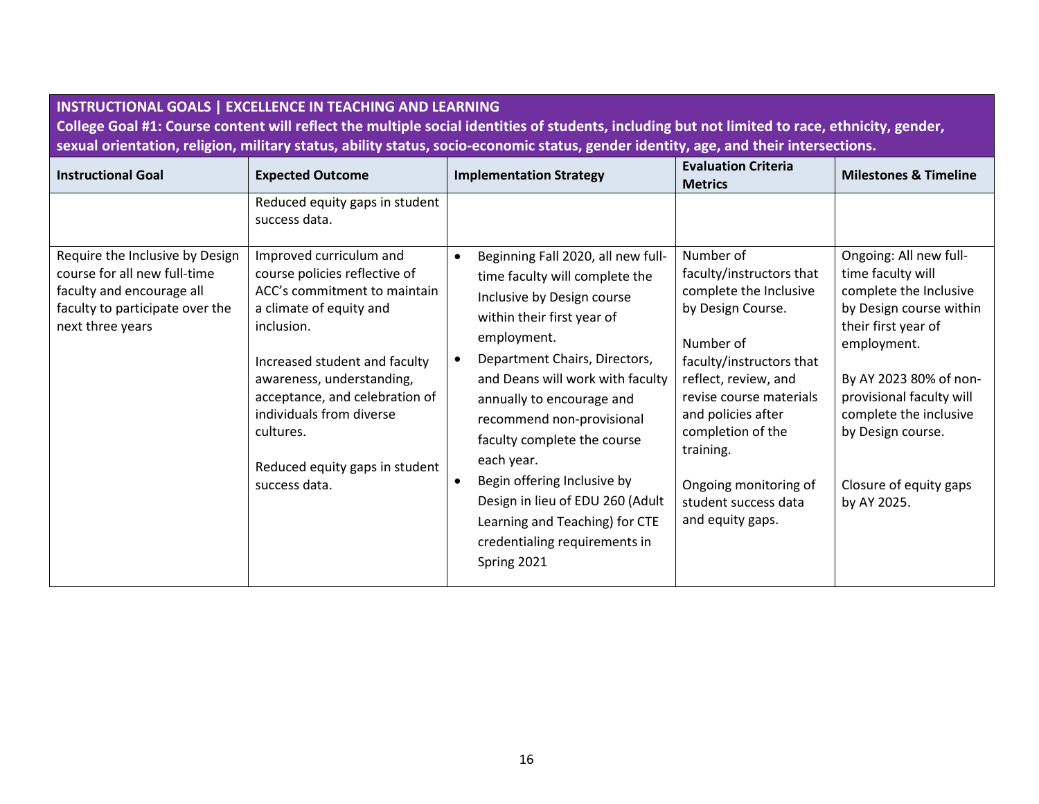**INSTRUCTIONAL GOALS | EXCELLENCE IN TEACHING AND LEARNING**

**College Goal #1: Course content will reflect the multiple social identities of students, including but not limited to race, ethnicity, gender, sexual orientation, religion, military status, ability status, socio-economic status, gender identity, age, and their intersections.**

| Instructional Goal | Expected Outcome | Implementation Strategy | Evaluation Criteria Metrics | Milestones & Timeline |
|---|---|---|---|---|
| | Reduced equity gaps in student success data. | | | |
| Require the Inclusive by Design course for all new full-time faculty and encourage all faculty to participate over the next three years | Improved curriculum and course policies reflective of ACC's commitment to maintain a climate of equity and inclusion.<br><br>Increased student and faculty awareness, understanding, acceptance, and celebration of individuals from diverse cultures.<br><br>Reduced equity gaps in student success data. | • Beginning Fall 2020, all new full-time faculty will complete the Inclusive by Design course within their first year of employment.<br>• Department Chairs, Directors, and Deans will work with faculty annually to encourage and recommend non-provisional faculty complete the course each year.<br>• Begin offering Inclusive by Design in lieu of EDU 260 (Adult Learning and Teaching) for CTE credentialing requirements in Spring 2021 | Number of faculty/instructors that complete the Inclusive by Design Course.<br><br>Number of faculty/instructors that reflect, review, and revise course materials and policies after completion of the training.<br><br>Ongoing monitoring of student success data and equity gaps. | Ongoing: All new full-time faculty will complete the Inclusive by Design course within their first year of employment.<br><br>By AY 2023 80% of non-provisional faculty will complete the inclusive by Design course.<br><br>Closure of equity gaps by AY 2025. |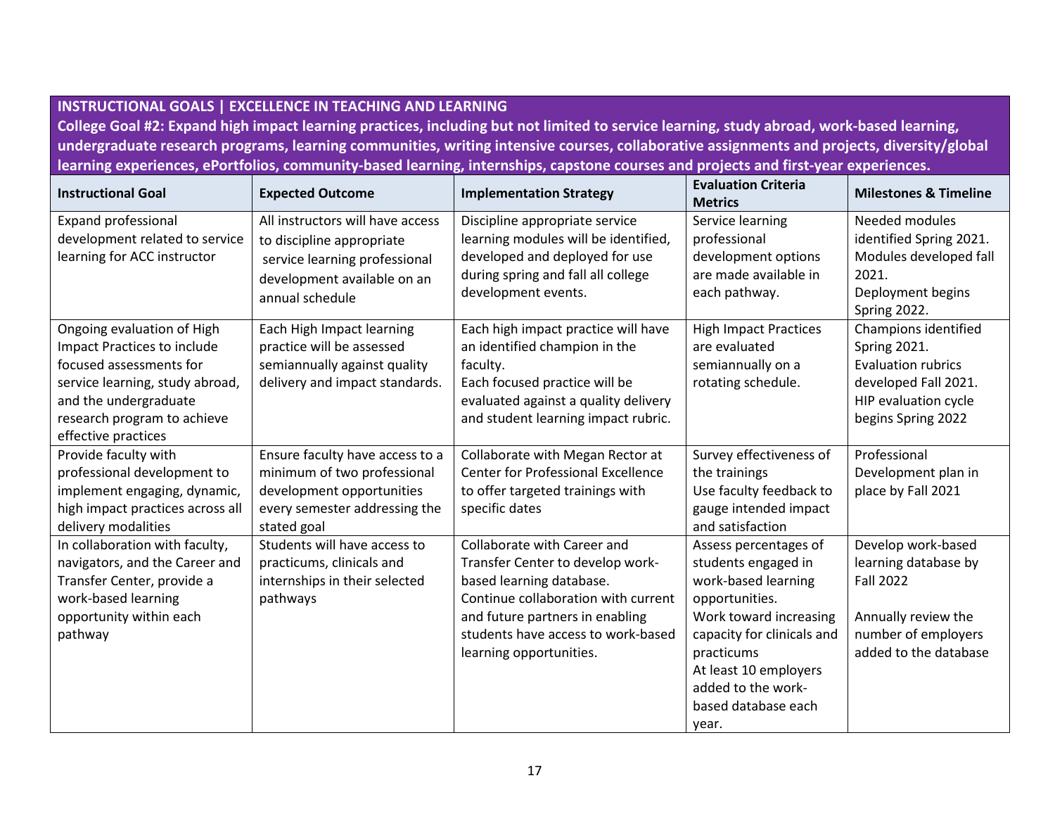**INSTRUCTIONAL GOALS | EXCELLENCE IN TEACHING AND LEARNING**

**College Goal #2: Expand high impact learning practices, including but not limited to service learning, study abroad, work-based learning, undergraduate research programs, learning communities, writing intensive courses, collaborative assignments and projects, diversity/global learning experiences, ePortfolios, community-based learning, internships, capstone courses and projects and first-year experiences.**

| Instructional Goal | Expected Outcome | Implementation Strategy | Evaluation Criteria Metrics | Milestones & Timeline |
|---|---|---|---|---|
| Expand professional development related to service learning for ACC instructor | All instructors will have access to discipline appropriate service learning professional development available on an annual schedule | Discipline appropriate service learning modules will be identified, developed and deployed for use during spring and fall all college development events. | Service learning professional development options are made available in each pathway. | Needed modules identified Spring 2021. Modules developed fall 2021. Deployment begins Spring 2022. |
| Ongoing evaluation of High Impact Practices to include focused assessments for service learning, study abroad, and the undergraduate research program to achieve effective practices | Each High Impact learning practice will be assessed semiannually against quality delivery and impact standards. | Each high impact practice will have an identified champion in the faculty. Each focused practice will be evaluated against a quality delivery and student learning impact rubric. | High Impact Practices are evaluated semiannually on a rotating schedule. | Champions identified Spring 2021. Evaluation rubrics developed Fall 2021. HIP evaluation cycle begins Spring 2022 |
| Provide faculty with professional development to implement engaging, dynamic, high impact practices across all delivery modalities | Ensure faculty have access to a minimum of two professional development opportunities every semester addressing the stated goal | Collaborate with Megan Rector at Center for Professional Excellence to offer targeted trainings with specific dates | Survey effectiveness of the trainings Use faculty feedback to gauge intended impact and satisfaction | Professional Development plan in place by Fall 2021 |
| In collaboration with faculty, navigators, and the Career and Transfer Center, provide a work-based learning opportunity within each pathway | Students will have access to practicums, clinicals and internships in their selected pathways | Collaborate with Career and Transfer Center to develop work-based learning database. Continue collaboration with current and future partners in enabling students have access to work-based learning opportunities. | Assess percentages of students engaged in work-based learning opportunities. Work toward increasing capacity for clinicals and practicums At least 10 employers added to the work-based database each year. | Develop work-based learning database by Fall 2022<br><br>Annually review the number of employers added to the database |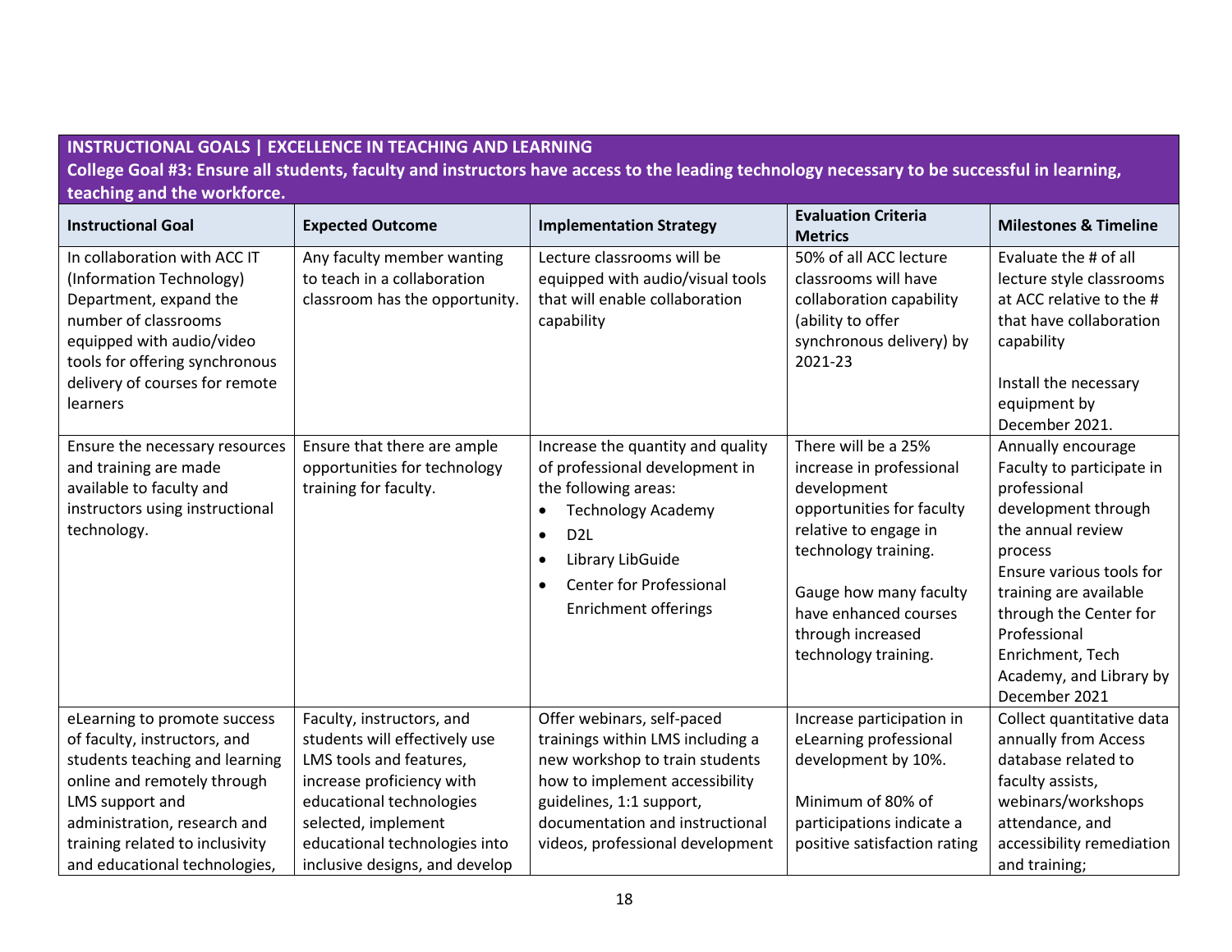**INSTRUCTIONAL GOALS | EXCELLENCE IN TEACHING AND LEARNING**

**College Goal #3: Ensure all students, faculty and instructors have access to the leading technology necessary to be successful in learning, teaching and the workforce.**

| Instructional Goal | Expected Outcome | Implementation Strategy | Evaluation Criteria Metrics | Milestones & Timeline |
|---|---|---|---|---|
| In collaboration with ACC IT (Information Technology) Department, expand the number of classrooms equipped with audio/video tools for offering synchronous delivery of courses for remote learners | Any faculty member wanting to teach in a collaboration classroom has the opportunity. | Lecture classrooms will be equipped with audio/visual tools that will enable collaboration capability | 50% of all ACC lecture classrooms will have collaboration capability (ability to offer synchronous delivery) by 2021-23 | Evaluate the # of all lecture style classrooms at ACC relative to the # that have collaboration capability<br><br>Install the necessary equipment by December 2021. |
| Ensure the necessary resources and training are made available to faculty and instructors using instructional technology. | Ensure that there are ample opportunities for technology training for faculty. | Increase the quantity and quality of professional development in the following areas:<br>• Technology Academy<br>• D2L<br>• Library LibGuide<br>• Center for Professional Enrichment offerings | There will be a 25% increase in professional development opportunities for faculty relative to engage in technology training.<br><br>Gauge how many faculty have enhanced courses through increased technology training. | Annually encourage Faculty to participate in professional development through the annual review process<br>Ensure various tools for training are available through the Center for Professional Enrichment, Tech Academy, and Library by December 2021 |
| eLearning to promote success of faculty, instructors, and students teaching and learning online and remotely through LMS support and administration, research and training related to inclusivity and educational technologies, | Faculty, instructors, and students will effectively use LMS tools and features, increase proficiency with educational technologies selected, implement educational technologies into inclusive designs, and develop | Offer webinars, self-paced trainings within LMS including a new workshop to train students how to implement accessibility guidelines, 1:1 support, documentation and instructional videos, professional development | Increase participation in eLearning professional development by 10%.<br><br>Minimum of 80% of participations indicate a positive satisfaction rating | Collect quantitative data annually from Access database related to faculty assists, webinars/workshops attendance, and accessibility remediation and training; |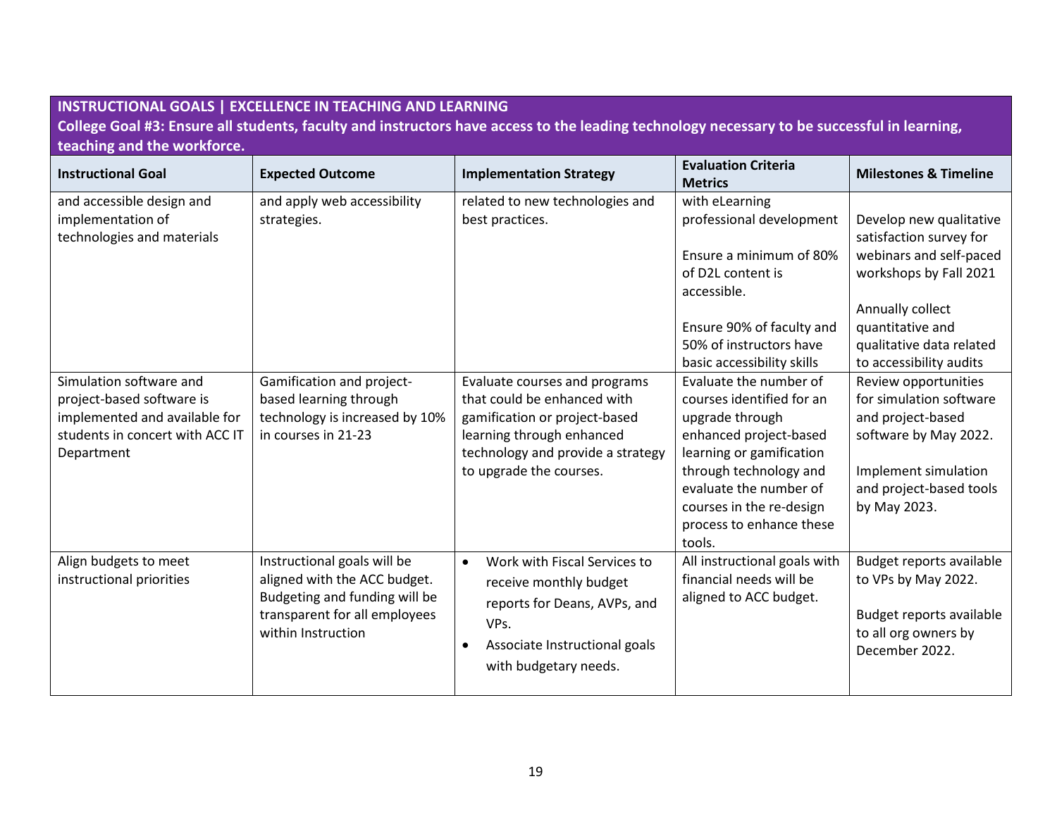**INSTRUCTIONAL GOALS | EXCELLENCE IN TEACHING AND LEARNING**

**College Goal #3: Ensure all students, faculty and instructors have access to the leading technology necessary to be successful in learning, teaching and the workforce.**

| Instructional Goal | Expected Outcome | Implementation Strategy | Evaluation Criteria Metrics | Milestones & Timeline |
|---|---|---|---|---|
| and accessible design and implementation of technologies and materials | and apply web accessibility strategies. | related to new technologies and best practices. | with eLearning professional development<br><br>Ensure a minimum of 80% of D2L content is accessible.<br><br>Ensure 90% of faculty and 50% of instructors have basic accessibility skills | Develop new qualitative satisfaction survey for webinars and self-paced workshops by Fall 2021<br><br>Annually collect quantitative and qualitative data related to accessibility audits |
| Simulation software and project-based software is implemented and available for students in concert with ACC IT Department | Gamification and project-based learning through technology is increased by 10% in courses in 21-23 | Evaluate courses and programs that could be enhanced with gamification or project-based learning through enhanced technology and provide a strategy to upgrade the courses. | Evaluate the number of courses identified for an upgrade through enhanced project-based learning or gamification through technology and evaluate the number of courses in the re-design process to enhance these tools. | Review opportunities for simulation software and project-based software by May 2022.<br><br>Implement simulation and project-based tools by May 2023. |
| Align budgets to meet instructional priorities | Instructional goals will be aligned with the ACC budget. Budgeting and funding will be transparent for all employees within Instruction | • Work with Fiscal Services to receive monthly budget reports for Deans, AVPs, and VPs.<br>• Associate Instructional goals with budgetary needs. | All instructional goals with financial needs will be aligned to ACC budget. | Budget reports available to VPs by May 2022.<br><br>Budget reports available to all org owners by December 2022. |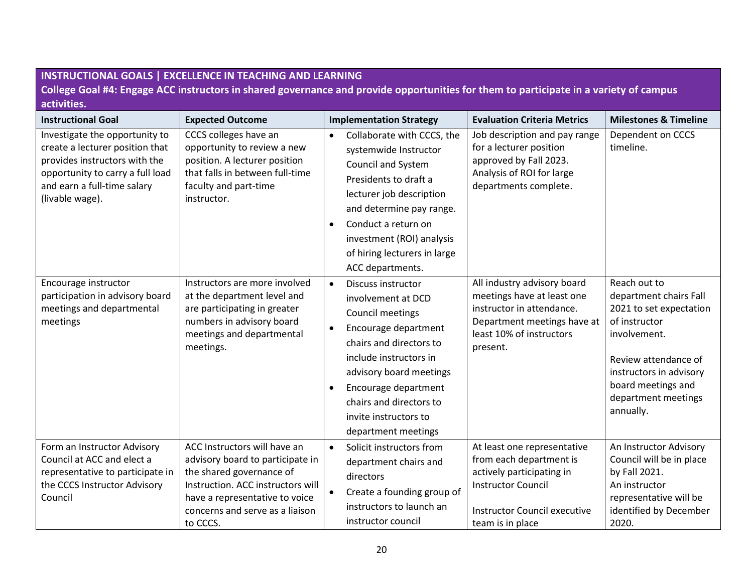**INSTRUCTIONAL GOALS | EXCELLENCE IN TEACHING AND LEARNING**

**College Goal #4: Engage ACC instructors in shared governance and provide opportunities for them to participate in a variety of campus activities.**

| Instructional Goal | Expected Outcome | Implementation Strategy | Evaluation Criteria Metrics | Milestones & Timeline |
|---|---|---|---|---|
| Investigate the opportunity to create a lecturer position that provides instructors with the opportunity to carry a full load and earn a full-time salary (livable wage). | CCCS colleges have an opportunity to review a new position. A lecturer position that falls in between full-time faculty and part-time instructor. | • Collaborate with CCCS, the systemwide Instructor Council and System Presidents to draft a lecturer job description and determine pay range.<br>• Conduct a return on investment (ROI) analysis of hiring lecturers in large ACC departments. | Job description and pay range for a lecturer position approved by Fall 2023. Analysis of ROI for large departments complete. | Dependent on CCCS timeline. |
| Encourage instructor participation in advisory board meetings and departmental meetings | Instructors are more involved at the department level and are participating in greater numbers in advisory board meetings and departmental meetings. | • Discuss instructor involvement at DCD Council meetings<br>• Encourage department chairs and directors to include instructors in advisory board meetings<br>• Encourage department chairs and directors to invite instructors to department meetings | All industry advisory board meetings have at least one instructor in attendance. Department meetings have at least 10% of instructors present. | Reach out to department chairs Fall 2021 to set expectation of instructor involvement.<br><br>Review attendance of instructors in advisory board meetings and department meetings annually. |
| Form an Instructor Advisory Council at ACC and elect a representative to participate in the CCCS Instructor Advisory Council | ACC Instructors will have an advisory board to participate in the shared governance of Instruction. ACC instructors will have a representative to voice concerns and serve as a liaison to CCCS. | • Solicit instructors from department chairs and directors<br>• Create a founding group of instructors to launch an instructor council | At least one representative from each department is actively participating in Instructor Council<br><br>Instructor Council executive team is in place | An Instructor Advisory Council will be in place by Fall 2021.<br>An instructor representative will be identified by December 2020. |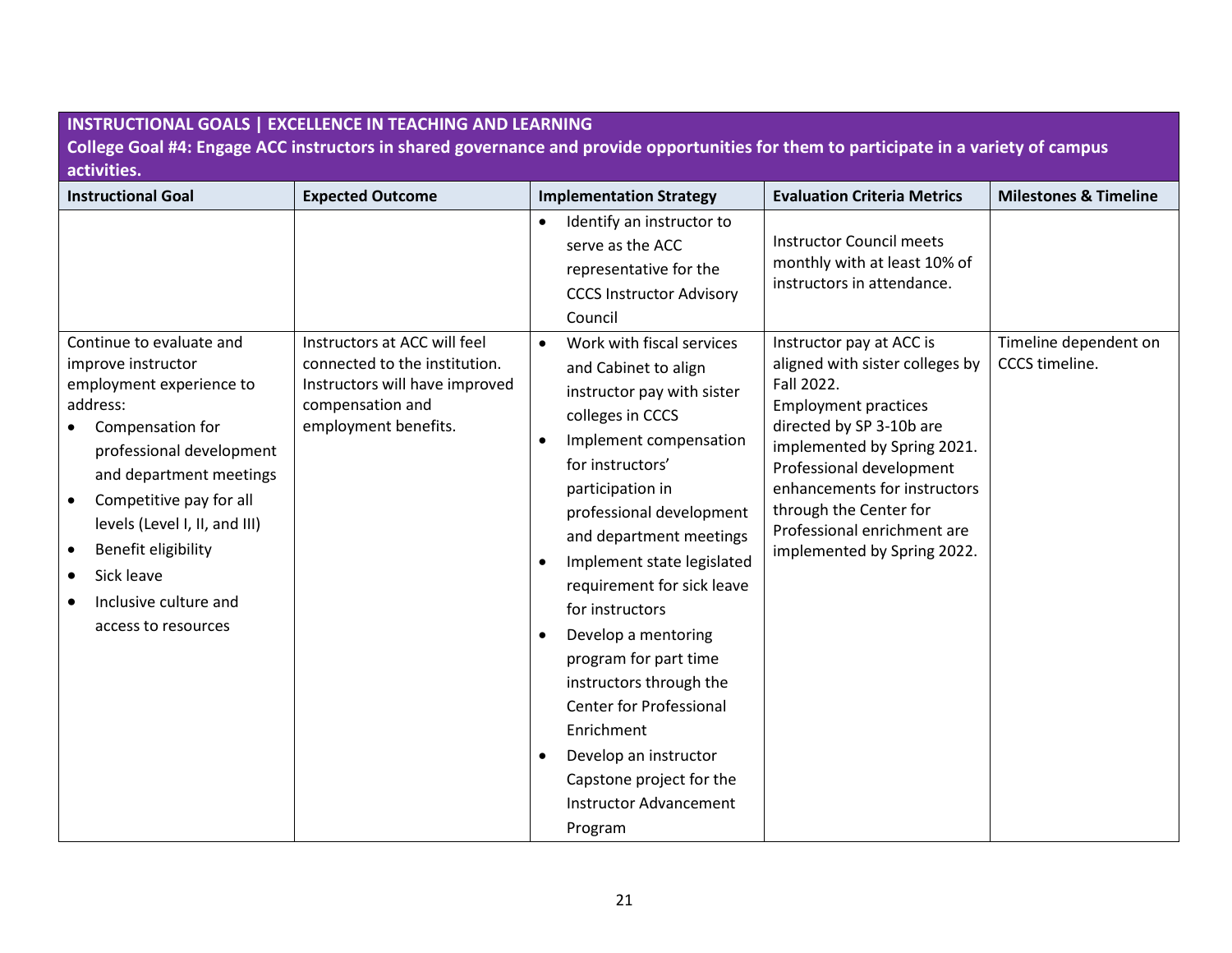| **INSTRUCTIONAL GOALS \| EXCELLENCE IN TEACHING AND LEARNING**<br>**College Goal #4: Engage ACC instructors in shared governance and provide opportunities for them to participate in a variety of campus activities.** | | | | |
|---|---|---|---|---|
| **Instructional Goal** | **Expected Outcome** | **Implementation Strategy** | **Evaluation Criteria Metrics** | **Milestones & Timeline** |
| | | • Identify an instructor to serve as the ACC representative for the CCCS Instructor Advisory Council | Instructor Council meets monthly with at least 10% of instructors in attendance. | |
| Continue to evaluate and improve instructor employment experience to address:<br>• Compensation for professional development and department meetings<br>• Competitive pay for all levels (Level I, II, and III)<br>• Benefit eligibility<br>• Sick leave<br>• Inclusive culture and access to resources | Instructors at ACC will feel connected to the institution. Instructors will have improved compensation and employment benefits. | • Work with fiscal services and Cabinet to align instructor pay with sister colleges in CCCS<br>• Implement compensation for instructors' participation in professional development and department meetings<br>• Implement state legislated requirement for sick leave for instructors<br>• Develop a mentoring program for part time instructors through the Center for Professional Enrichment<br>• Develop an instructor Capstone project for the Instructor Advancement Program | Instructor pay at ACC is aligned with sister colleges by Fall 2022.<br>Employment practices directed by SP 3-10b are implemented by Spring 2021.<br>Professional development enhancements for instructors through the Center for Professional enrichment are implemented by Spring 2022. | Timeline dependent on CCCS timeline. |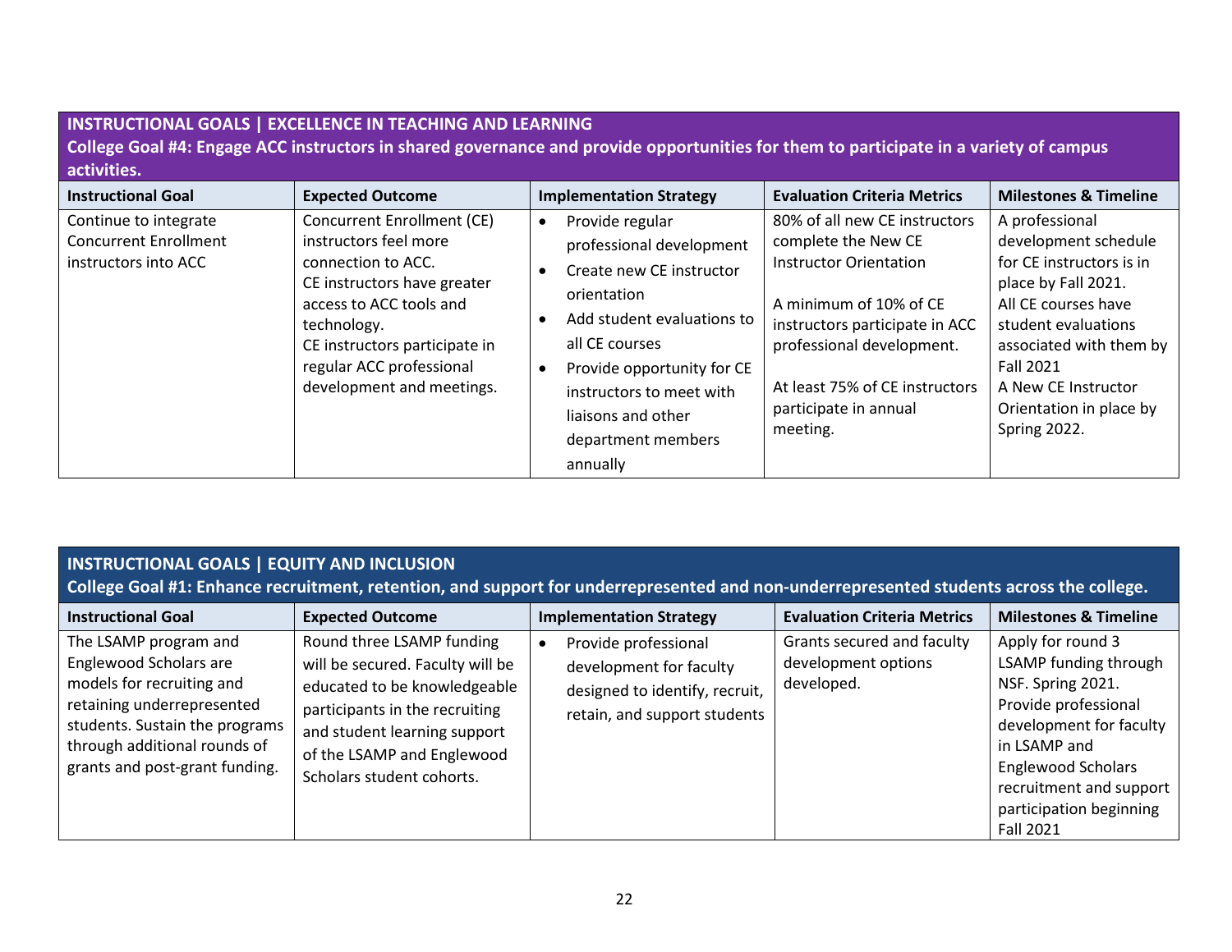## INSTRUCTIONAL GOALS | EXCELLENCE IN TEACHING AND LEARNING

**College Goal #4: Engage ACC instructors in shared governance and provide opportunities for them to participate in a variety of campus activities.**

| Instructional Goal | Expected Outcome | Implementation Strategy | Evaluation Criteria Metrics | Milestones & Timeline |
|---|---|---|---|---|
| Continue to integrate Concurrent Enrollment instructors into ACC | Concurrent Enrollment (CE) instructors feel more connection to ACC.<br>CE instructors have greater access to ACC tools and technology.<br>CE instructors participate in regular ACC professional development and meetings. | • Provide regular professional development<br>• Create new CE instructor orientation<br>• Add student evaluations to all CE courses<br>• Provide opportunity for CE instructors to meet with liaisons and other department members annually | 80% of all new CE instructors complete the New CE Instructor Orientation<br><br>A minimum of 10% of CE instructors participate in ACC professional development.<br><br>At least 75% of CE instructors participate in annual meeting. | A professional development schedule for CE instructors is in place by Fall 2021.<br>All CE courses have student evaluations associated with them by Fall 2021<br>A New CE Instructor Orientation in place by Spring 2022. |

## INSTRUCTIONAL GOALS | EQUITY AND INCLUSION

**College Goal #1: Enhance recruitment, retention, and support for underrepresented and non-underrepresented students across the college.**

| Instructional Goal | Expected Outcome | Implementation Strategy | Evaluation Criteria Metrics | Milestones & Timeline |
|---|---|---|---|---|
| The LSAMP program and Englewood Scholars are models for recruiting and retaining underrepresented students. Sustain the programs through additional rounds of grants and post-grant funding. | Round three LSAMP funding will be secured. Faculty will be educated to be knowledgeable participants in the recruiting and student learning support of the LSAMP and Englewood Scholars student cohorts. | • Provide professional development for faculty designed to identify, recruit, retain, and support students | Grants secured and faculty development options developed. | Apply for round 3 LSAMP funding through NSF. Spring 2021.<br>Provide professional development for faculty in LSAMP and Englewood Scholars recruitment and support participation beginning Fall 2021 |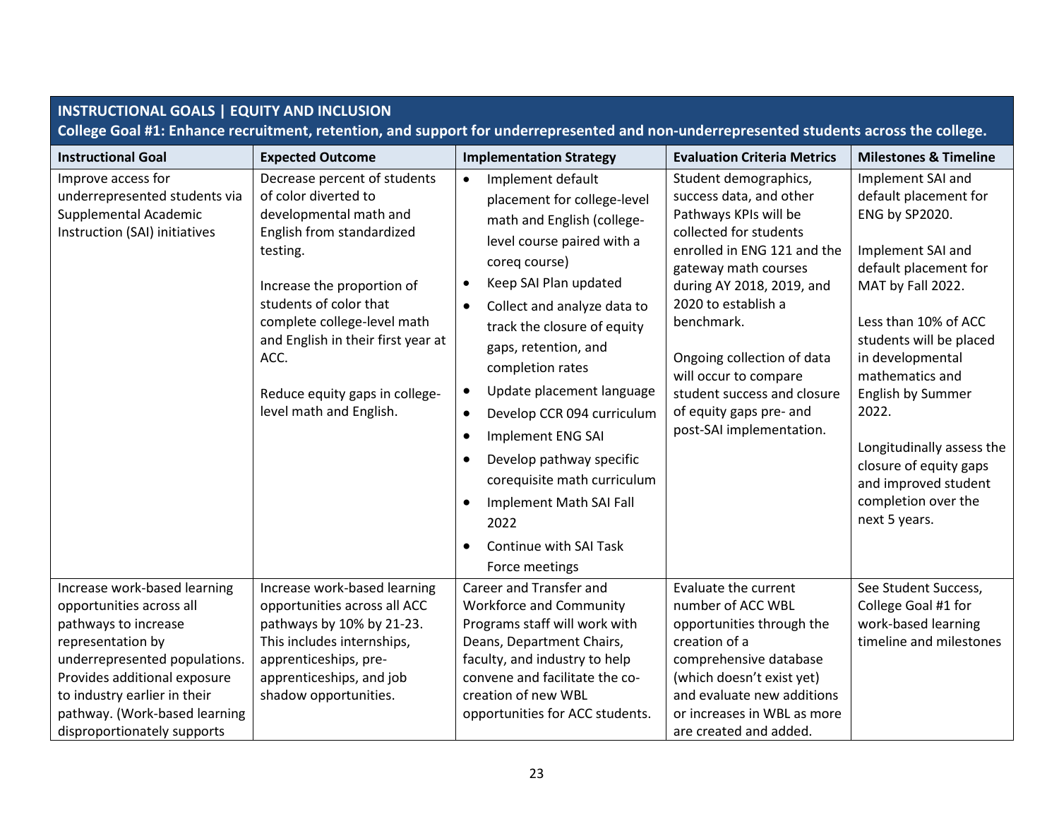**INSTRUCTIONAL GOALS | EQUITY AND INCLUSION**

**College Goal #1: Enhance recruitment, retention, and support for underrepresented and non-underrepresented students across the college.**

| Instructional Goal | Expected Outcome | Implementation Strategy | Evaluation Criteria Metrics | Milestones & Timeline |
|---|---|---|---|---|
| Improve access for underrepresented students via Supplemental Academic Instruction (SAI) initiatives | Decrease percent of students of color diverted to developmental math and English from standardized testing.<br><br>Increase the proportion of students of color that complete college-level math and English in their first year at ACC.<br><br>Reduce equity gaps in college-level math and English. | • Implement default placement for college-level math and English (college-level course paired with a coreq course)<br>• Keep SAI Plan updated<br>• Collect and analyze data to track the closure of equity gaps, retention, and completion rates<br>• Update placement language<br>• Develop CCR 094 curriculum<br>• Implement ENG SAI<br>• Develop pathway specific corequisite math curriculum<br>• Implement Math SAI Fall 2022<br>• Continue with SAI Task Force meetings | Student demographics, success data, and other Pathways KPIs will be collected for students enrolled in ENG 121 and the gateway math courses during AY 2018, 2019, and 2020 to establish a benchmark.<br><br>Ongoing collection of data will occur to compare student success and closure of equity gaps pre- and post-SAI implementation. | Implement SAI and default placement for ENG by SP2020.<br><br>Implement SAI and default placement for MAT by Fall 2022.<br><br>Less than 10% of ACC students will be placed in developmental mathematics and English by Summer 2022.<br><br>Longitudinally assess the closure of equity gaps and improved student completion over the next 5 years. |
| Increase work-based learning opportunities across all pathways to increase representation by underrepresented populations. Provides additional exposure to industry earlier in their pathway. (Work-based learning disproportionately supports | Increase work-based learning opportunities across all ACC pathways by 10% by 21-23. This includes internships, apprenticeships, pre-apprenticeships, and job shadow opportunities. | Career and Transfer and Workforce and Community Programs staff will work with Deans, Department Chairs, faculty, and industry to help convene and facilitate the co-creation of new WBL opportunities for ACC students. | Evaluate the current number of ACC WBL opportunities through the creation of a comprehensive database (which doesn't exist yet) and evaluate new additions or increases in WBL as more are created and added. | See Student Success, College Goal #1 for work-based learning timeline and milestones |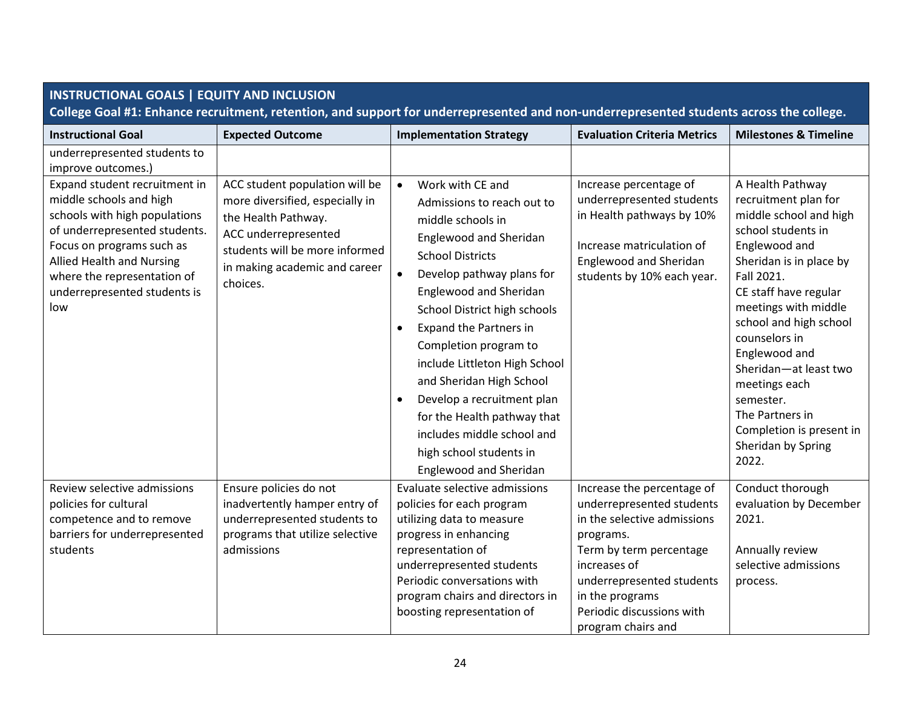| INSTRUCTIONAL GOALS \| EQUITY AND INCLUSION<br>College Goal #1: Enhance recruitment, retention, and support for underrepresented and non-underrepresented students across the college. | | | | |
|---|---|---|---|---|
| **Instructional Goal** | **Expected Outcome** | **Implementation Strategy** | **Evaluation Criteria Metrics** | **Milestones & Timeline** |
| underrepresented students to improve outcomes.) | | | | |
| Expand student recruitment in middle schools and high schools with high populations of underrepresented students. Focus on programs such as Allied Health and Nursing where the representation of underrepresented students is low | ACC student population will be more diversified, especially in the Health Pathway.<br>ACC underrepresented students will be more informed in making academic and career choices. | • Work with CE and Admissions to reach out to middle schools in Englewood and Sheridan School Districts<br>• Develop pathway plans for Englewood and Sheridan School District high schools<br>• Expand the Partners in Completion program to include Littleton High School and Sheridan High School<br>• Develop a recruitment plan for the Health pathway that includes middle school and high school students in Englewood and Sheridan | Increase percentage of underrepresented students in Health pathways by 10%<br><br>Increase matriculation of Englewood and Sheridan students by 10% each year. | A Health Pathway recruitment plan for middle school and high school students in Englewood and Sheridan is in place by Fall 2021.<br>CE staff have regular meetings with middle school and high school counselors in Englewood and Sheridan—at least two meetings each semester.<br>The Partners in Completion is present in Sheridan by Spring 2022. |
| Review selective admissions policies for cultural competence and to remove barriers for underrepresented students | Ensure policies do not inadvertently hamper entry of underrepresented students to programs that utilize selective admissions | Evaluate selective admissions policies for each program utilizing data to measure progress in enhancing representation of underrepresented students<br>Periodic conversations with program chairs and directors in boosting representation of | Increase the percentage of underrepresented students in the selective admissions programs.<br>Term by term percentage increases of underrepresented students in the programs<br>Periodic discussions with program chairs and | Conduct thorough evaluation by December 2021.<br><br>Annually review selective admissions process. |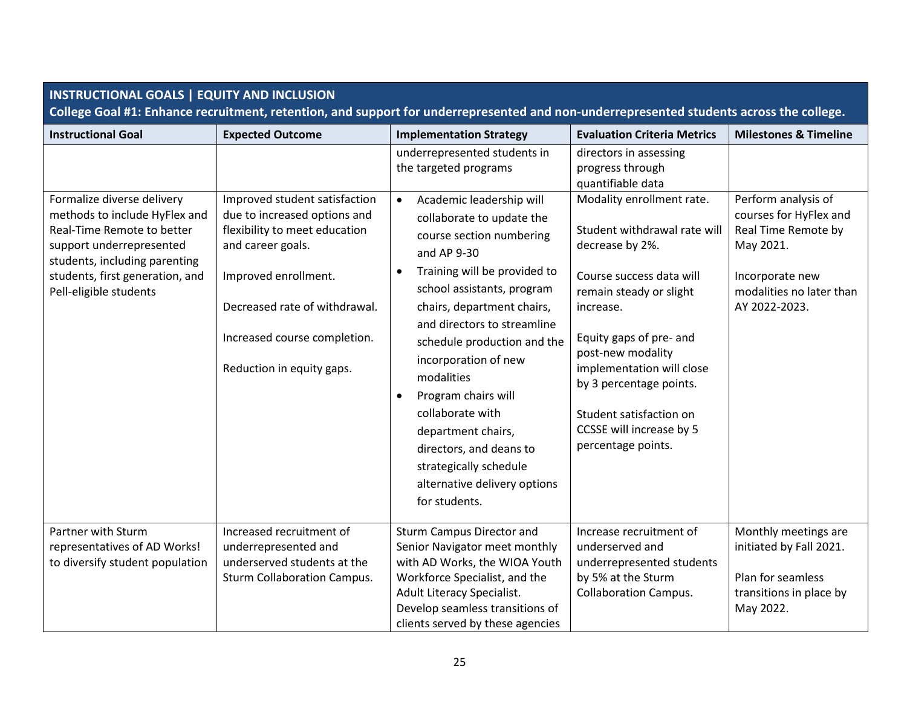| INSTRUCTIONAL GOALS \| EQUITY AND INCLUSION<br>College Goal #1: Enhance recruitment, retention, and support for underrepresented and non-underrepresented students across the college. | | | | |
|---|---|---|---|---|
| **Instructional Goal** | **Expected Outcome** | **Implementation Strategy** | **Evaluation Criteria Metrics** | **Milestones & Timeline** |
| | | underrepresented students in the targeted programs | directors in assessing progress through quantifiable data | |
| Formalize diverse delivery methods to include HyFlex and Real-Time Remote to better support underrepresented students, including parenting students, first generation, and Pell-eligible students | Improved student satisfaction due to increased options and flexibility to meet education and career goals.<br><br>Improved enrollment.<br><br>Decreased rate of withdrawal.<br><br>Increased course completion.<br><br>Reduction in equity gaps. | • Academic leadership will collaborate to update the course section numbering and AP 9-30<br>• Training will be provided to school assistants, program chairs, department chairs, and directors to streamline schedule production and the incorporation of new modalities<br>• Program chairs will collaborate with department chairs, directors, and deans to strategically schedule alternative delivery options for students. | Modality enrollment rate.<br><br>Student withdrawal rate will decrease by 2%.<br><br>Course success data will remain steady or slight increase.<br><br>Equity gaps of pre- and post-new modality implementation will close by 3 percentage points.<br><br>Student satisfaction on CCSSE will increase by 5 percentage points. | Perform analysis of courses for HyFlex and Real Time Remote by May 2021.<br><br>Incorporate new modalities no later than AY 2022-2023. |
| Partner with Sturm representatives of AD Works! to diversify student population | Increased recruitment of underrepresented and underserved students at the Sturm Collaboration Campus. | Sturm Campus Director and Senior Navigator meet monthly with AD Works, the WIOA Youth Workforce Specialist, and the Adult Literacy Specialist. Develop seamless transitions of clients served by these agencies | Increase recruitment of underserved and underrepresented students by 5% at the Sturm Collaboration Campus. | Monthly meetings are initiated by Fall 2021.<br><br>Plan for seamless transitions in place by May 2022. |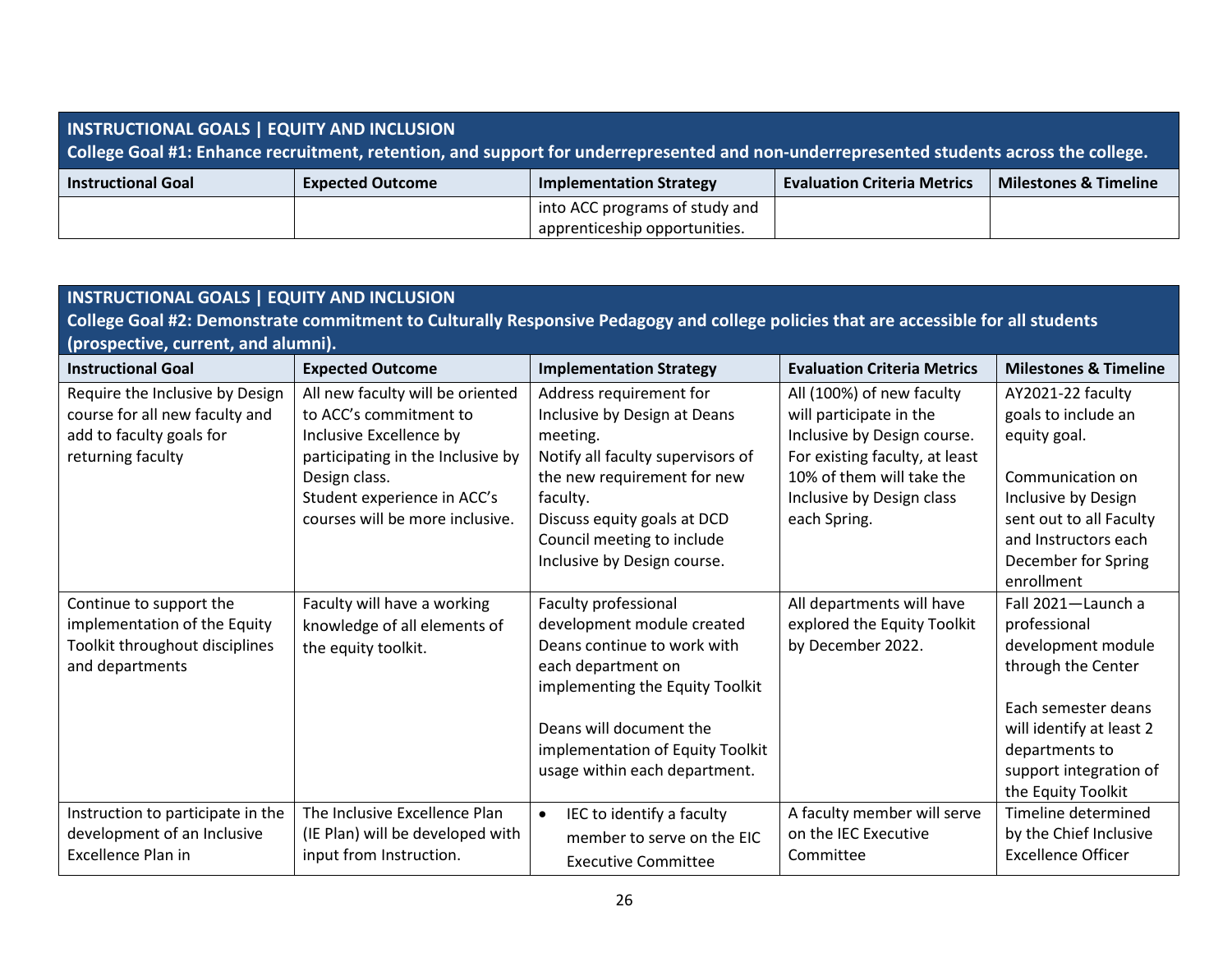| INSTRUCTIONAL GOALS \| EQUITY AND INCLUSION<br>College Goal #1: Enhance recruitment, retention, and support for underrepresented and non-underrepresented students across the college. | | | | |
|---|---|---|---|---|
| **Instructional Goal** | **Expected Outcome** | **Implementation Strategy** | **Evaluation Criteria Metrics** | **Milestones & Timeline** |
| | | into ACC programs of study and apprenticeship opportunities. | | |

| INSTRUCTIONAL GOALS \| EQUITY AND INCLUSION<br>College Goal #2: Demonstrate commitment to Culturally Responsive Pedagogy and college policies that are accessible for all students (prospective, current, and alumni). | | | | |
|---|---|---|---|---|
| **Instructional Goal** | **Expected Outcome** | **Implementation Strategy** | **Evaluation Criteria Metrics** | **Milestones & Timeline** |
| Require the Inclusive by Design course for all new faculty and add to faculty goals for returning faculty | All new faculty will be oriented to ACC's commitment to Inclusive Excellence by participating in the Inclusive by Design class.<br>Student experience in ACC's courses will be more inclusive. | Address requirement for Inclusive by Design at Deans meeting.<br>Notify all faculty supervisors of the new requirement for new faculty.<br>Discuss equity goals at DCD Council meeting to include Inclusive by Design course. | All (100%) of new faculty will participate in the Inclusive by Design course.<br>For existing faculty, at least 10% of them will take the Inclusive by Design class each Spring. | AY2021-22 faculty goals to include an equity goal.<br><br>Communication on Inclusive by Design sent out to all Faculty and Instructors each December for Spring enrollment |
| Continue to support the implementation of the Equity Toolkit throughout disciplines and departments | Faculty will have a working knowledge of all elements of the equity toolkit. | Faculty professional development module created<br>Deans continue to work with each department on implementing the Equity Toolkit<br><br>Deans will document the implementation of Equity Toolkit usage within each department. | All departments will have explored the Equity Toolkit by December 2022. | Fall 2021—Launch a professional development module through the Center<br><br>Each semester deans will identify at least 2 departments to support integration of the Equity Toolkit |
| Instruction to participate in the development of an Inclusive Excellence Plan in | The Inclusive Excellence Plan (IE Plan) will be developed with input from Instruction. | • IEC to identify a faculty member to serve on the EIC Executive Committee | A faculty member will serve on the IEC Executive Committee | Timeline determined by the Chief Inclusive Excellence Officer |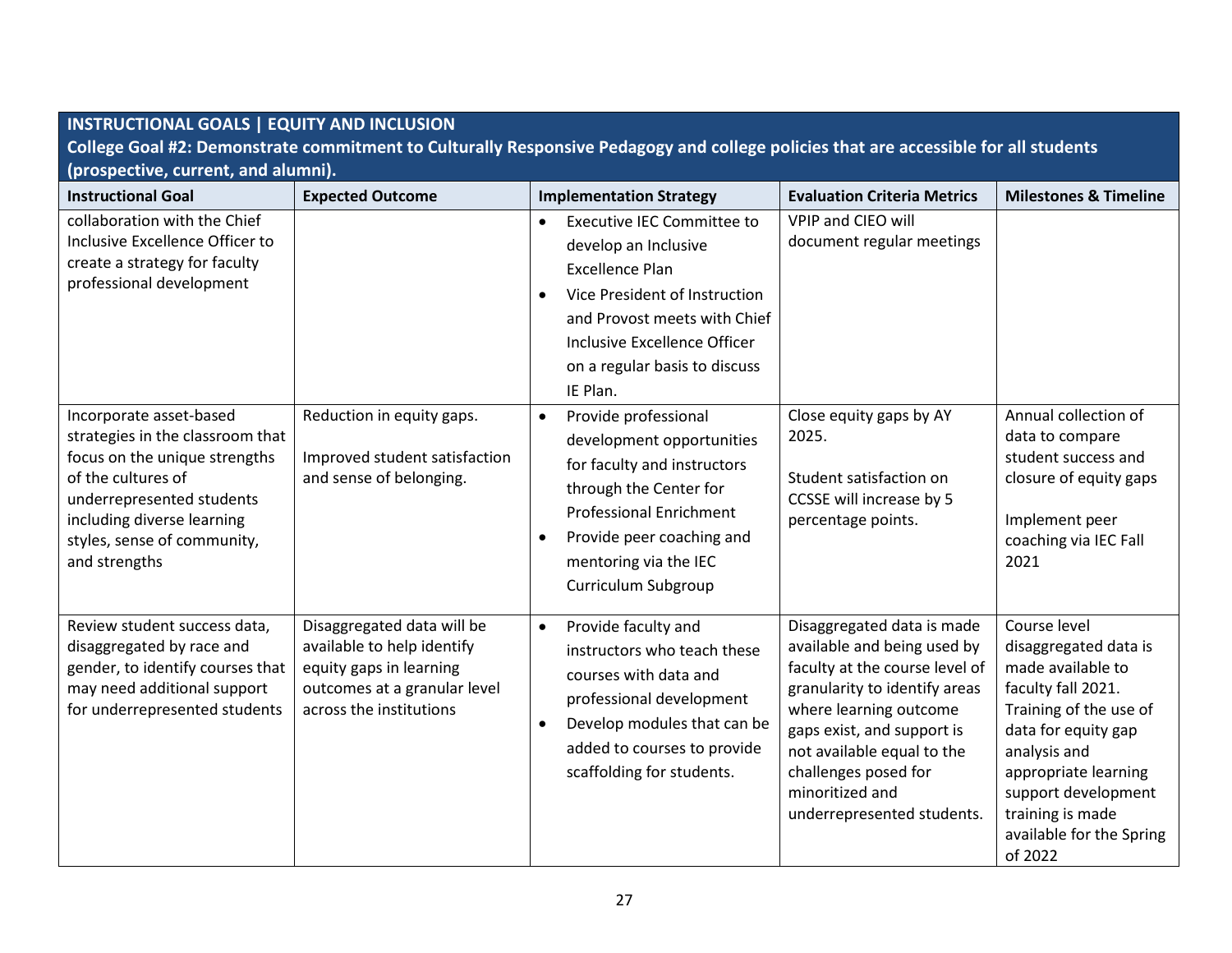**INSTRUCTIONAL GOALS | EQUITY AND INCLUSION**

**College Goal #2: Demonstrate commitment to Culturally Responsive Pedagogy and college policies that are accessible for all students (prospective, current, and alumni).**

| Instructional Goal | Expected Outcome | Implementation Strategy | Evaluation Criteria Metrics | Milestones & Timeline |
|---|---|---|---|---|
| collaboration with the Chief Inclusive Excellence Officer to create a strategy for faculty professional development | | • Executive IEC Committee to develop an Inclusive Excellence Plan<br>• Vice President of Instruction and Provost meets with Chief Inclusive Excellence Officer on a regular basis to discuss IE Plan. | VPIP and CIEO will document regular meetings | |
| Incorporate asset-based strategies in the classroom that focus on the unique strengths of the cultures of underrepresented students including diverse learning styles, sense of community, and strengths | Reduction in equity gaps.<br><br>Improved student satisfaction and sense of belonging. | • Provide professional development opportunities for faculty and instructors through the Center for Professional Enrichment<br>• Provide peer coaching and mentoring via the IEC Curriculum Subgroup | Close equity gaps by AY 2025.<br><br>Student satisfaction on CCSSE will increase by 5 percentage points. | Annual collection of data to compare student success and closure of equity gaps<br><br>Implement peer coaching via IEC Fall 2021 |
| Review student success data, disaggregated by race and gender, to identify courses that may need additional support for underrepresented students | Disaggregated data will be available to help identify equity gaps in learning outcomes at a granular level across the institutions | • Provide faculty and instructors who teach these courses with data and professional development<br>• Develop modules that can be added to courses to provide scaffolding for students. | Disaggregated data is made available and being used by faculty at the course level of granularity to identify areas where learning outcome gaps exist, and support is not available equal to the challenges posed for minoritized and underrepresented students. | Course level disaggregated data is made available to faculty fall 2021. Training of the use of data for equity gap analysis and appropriate learning support development training is made available for the Spring of 2022 |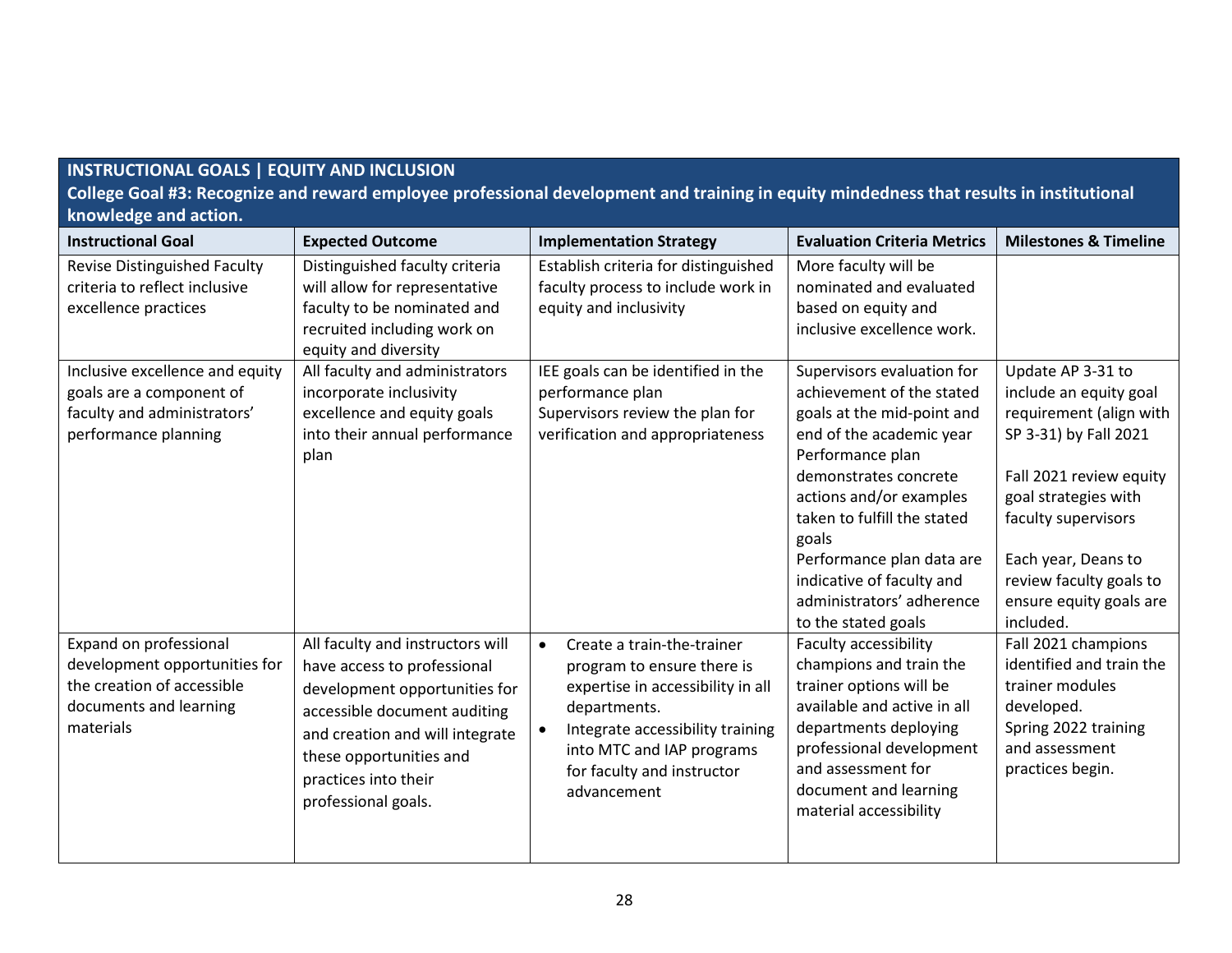**INSTRUCTIONAL GOALS | EQUITY AND INCLUSION**

**College Goal #3: Recognize and reward employee professional development and training in equity mindedness that results in institutional knowledge and action.**

| Instructional Goal | Expected Outcome | Implementation Strategy | Evaluation Criteria Metrics | Milestones & Timeline |
|---|---|---|---|---|
| Revise Distinguished Faculty criteria to reflect inclusive excellence practices | Distinguished faculty criteria will allow for representative faculty to be nominated and recruited including work on equity and diversity | Establish criteria for distinguished faculty process to include work in equity and inclusivity | More faculty will be nominated and evaluated based on equity and inclusive excellence work. | |
| Inclusive excellence and equity goals are a component of faculty and administrators' performance planning | All faculty and administrators incorporate inclusivity excellence and equity goals into their annual performance plan | IEE goals can be identified in the performance plan<br>Supervisors review the plan for verification and appropriateness | Supervisors evaluation for achievement of the stated goals at the mid-point and end of the academic year<br>Performance plan demonstrates concrete actions and/or examples taken to fulfill the stated goals<br>Performance plan data are indicative of faculty and administrators' adherence to the stated goals | Update AP 3-31 to include an equity goal requirement (align with SP 3-31) by Fall 2021<br><br>Fall 2021 review equity goal strategies with faculty supervisors<br><br>Each year, Deans to review faculty goals to ensure equity goals are included. |
| Expand on professional development opportunities for the creation of accessible documents and learning materials | All faculty and instructors will have access to professional development opportunities for accessible document auditing and creation and will integrate these opportunities and practices into their professional goals. | • Create a train-the-trainer program to ensure there is expertise in accessibility in all departments.<br>• Integrate accessibility training into MTC and IAP programs for faculty and instructor advancement | Faculty accessibility champions and train the trainer options will be available and active in all departments deploying professional development and assessment for document and learning material accessibility | Fall 2021 champions identified and train the trainer modules developed.<br>Spring 2022 training and assessment practices begin. |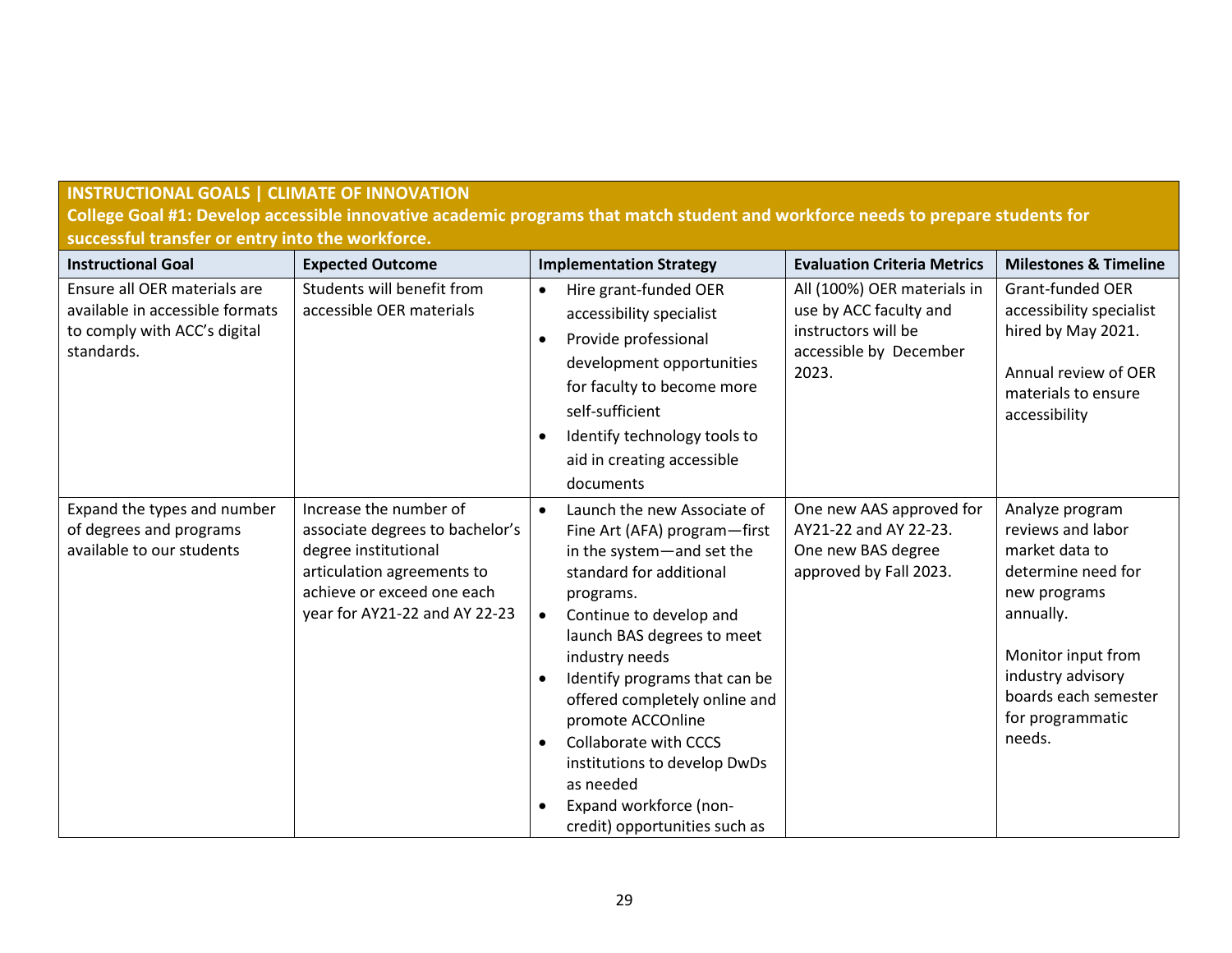**INSTRUCTIONAL GOALS | CLIMATE OF INNOVATION**

**College Goal #1: Develop accessible innovative academic programs that match student and workforce needs to prepare students for successful transfer or entry into the workforce.**

| Instructional Goal | Expected Outcome | Implementation Strategy | Evaluation Criteria Metrics | Milestones & Timeline |
|---|---|---|---|---|
| Ensure all OER materials are available in accessible formats to comply with ACC's digital standards. | Students will benefit from accessible OER materials | • Hire grant-funded OER accessibility specialist<br>• Provide professional development opportunities for faculty to become more self-sufficient<br>• Identify technology tools to aid in creating accessible documents | All (100%) OER materials in use by ACC faculty and instructors will be accessible by December 2023. | Grant-funded OER accessibility specialist hired by May 2021.<br><br>Annual review of OER materials to ensure accessibility |
| Expand the types and number of degrees and programs available to our students | Increase the number of associate degrees to bachelor's degree institutional articulation agreements to achieve or exceed one each year for AY21-22 and AY 22-23 | • Launch the new Associate of Fine Art (AFA) program—first in the system—and set the standard for additional programs.<br>• Continue to develop and launch BAS degrees to meet industry needs<br>• Identify programs that can be offered completely online and promote ACCOnline<br>• Collaborate with CCCS institutions to develop DwDs as needed<br>• Expand workforce (non-credit) opportunities such as | One new AAS approved for AY21-22 and AY 22-23. One new BAS degree approved by Fall 2023. | Analyze program reviews and labor market data to determine need for new programs annually.<br><br>Monitor input from industry advisory boards each semester for programmatic needs. |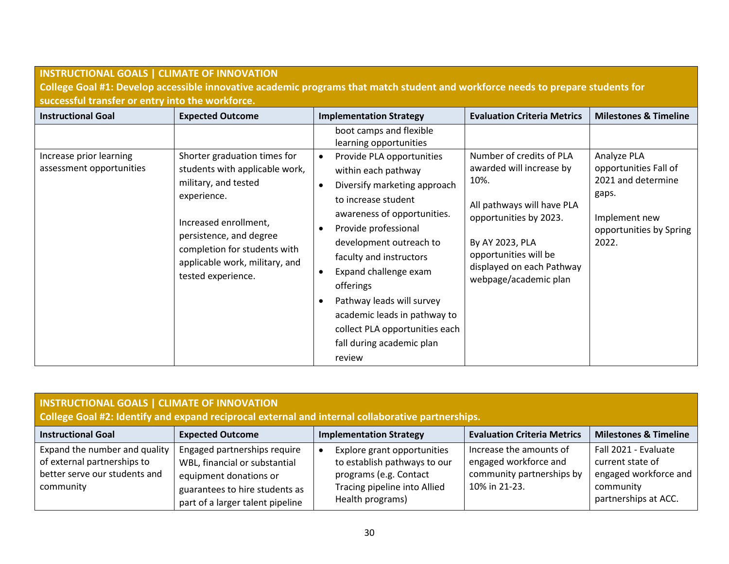**INSTRUCTIONAL GOALS | CLIMATE OF INNOVATION**
**College Goal #1: Develop accessible innovative academic programs that match student and workforce needs to prepare students for successful transfer or entry into the workforce.**

| Instructional Goal | Expected Outcome | Implementation Strategy | Evaluation Criteria Metrics | Milestones & Timeline |
|---|---|---|---|---|
| | | boot camps and flexible learning opportunities | | |
| Increase prior learning assessment opportunities | Shorter graduation times for students with applicable work, military, and tested experience.<br><br>Increased enrollment, persistence, and degree completion for students with applicable work, military, and tested experience. | • Provide PLA opportunities within each pathway<br>• Diversify marketing approach to increase student awareness of opportunities.<br>• Provide professional development outreach to faculty and instructors<br>• Expand challenge exam offerings<br>• Pathway leads will survey academic leads in pathway to collect PLA opportunities each fall during academic plan review | Number of credits of PLA awarded will increase by 10%.<br><br>All pathways will have PLA opportunities by 2023.<br><br>By AY 2023, PLA opportunities will be displayed on each Pathway webpage/academic plan | Analyze PLA opportunities Fall of 2021 and determine gaps.<br><br>Implement new opportunities by Spring 2022. |

**INSTRUCTIONAL GOALS | CLIMATE OF INNOVATION**
**College Goal #2: Identify and expand reciprocal external and internal collaborative partnerships.**

| Instructional Goal | Expected Outcome | Implementation Strategy | Evaluation Criteria Metrics | Milestones & Timeline |
|---|---|---|---|---|
| Expand the number and quality of external partnerships to better serve our students and community | Engaged partnerships require WBL, financial or substantial equipment donations or guarantees to hire students as part of a larger talent pipeline | • Explore grant opportunities to establish pathways to our programs (e.g. Contact Tracing pipeline into Allied Health programs) | Increase the amounts of engaged workforce and community partnerships by 10% in 21-23. | Fall 2021 - Evaluate current state of engaged workforce and community partnerships at ACC. |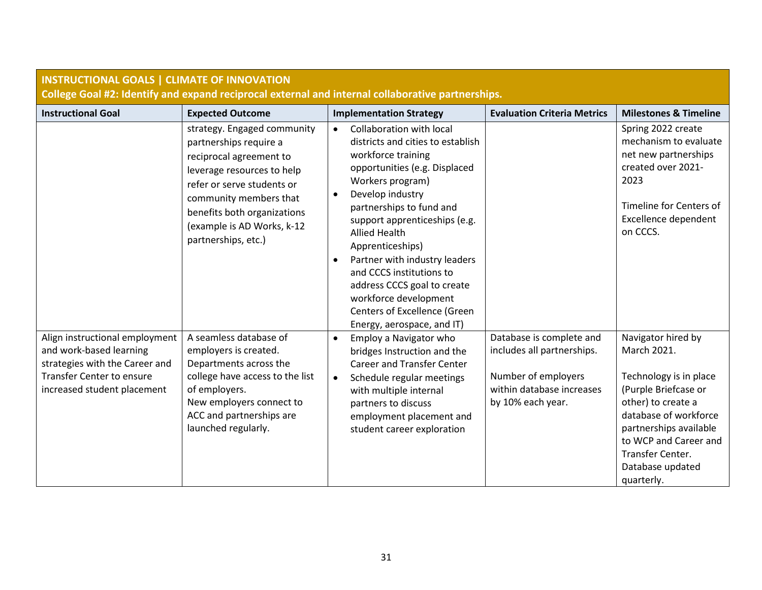**INSTRUCTIONAL GOALS | CLIMATE OF INNOVATION**

**College Goal #2: Identify and expand reciprocal external and internal collaborative partnerships.**

| Instructional Goal | Expected Outcome | Implementation Strategy | Evaluation Criteria Metrics | Milestones & Timeline |
|---|---|---|---|---|
| | strategy. Engaged community partnerships require a reciprocal agreement to leverage resources to help refer or serve students or community members that benefits both organizations (example is AD Works, k-12 partnerships, etc.) | • Collaboration with local districts and cities to establish workforce training opportunities (e.g. Displaced Workers program)<br>• Develop industry partnerships to fund and support apprenticeships (e.g. Allied Health Apprenticeships)<br>• Partner with industry leaders and CCCS institutions to address CCCS goal to create workforce development Centers of Excellence (Green Energy, aerospace, and IT) | | Spring 2022 create mechanism to evaluate net new partnerships created over 2021-2023<br><br>Timeline for Centers of Excellence dependent on CCCS. |
| Align instructional employment and work-based learning strategies with the Career and Transfer Center to ensure increased student placement | A seamless database of employers is created. Departments across the college have access to the list of employers.<br>New employers connect to ACC and partnerships are launched regularly. | • Employ a Navigator who bridges Instruction and the Career and Transfer Center<br>• Schedule regular meetings with multiple internal partners to discuss employment placement and student career exploration | Database is complete and includes all partnerships.<br><br>Number of employers within database increases by 10% each year. | Navigator hired by March 2021.<br><br>Technology is in place (Purple Briefcase or other) to create a database of workforce partnerships available to WCP and Career and Transfer Center. Database updated quarterly. |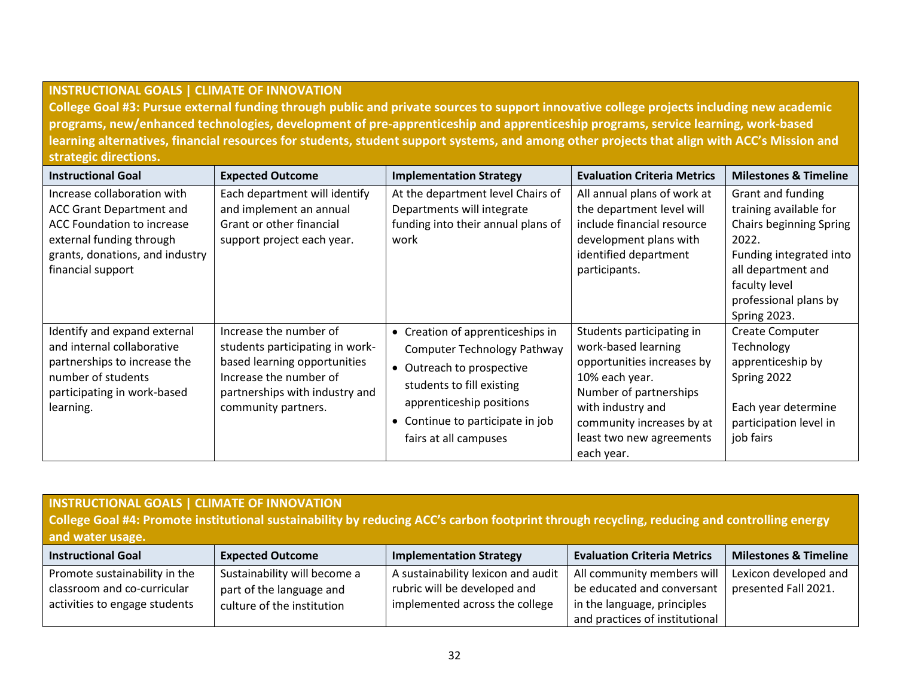**INSTRUCTIONAL GOALS | CLIMATE OF INNOVATION**

**College Goal #3: Pursue external funding through public and private sources to support innovative college projects including new academic programs, new/enhanced technologies, development of pre-apprenticeship and apprenticeship programs, service learning, work-based learning alternatives, financial resources for students, student support systems, and among other projects that align with ACC's Mission and strategic directions.**

| Instructional Goal | Expected Outcome | Implementation Strategy | Evaluation Criteria Metrics | Milestones & Timeline |
|---|---|---|---|---|
| Increase collaboration with ACC Grant Department and ACC Foundation to increase external funding through grants, donations, and industry financial support | Each department will identify and implement an annual Grant or other financial support project each year. | At the department level Chairs of Departments will integrate funding into their annual plans of work | All annual plans of work at the department level will include financial resource development plans with identified department participants. | Grant and funding training available for Chairs beginning Spring 2022.<br>Funding integrated into all department and faculty level professional plans by Spring 2023. |
| Identify and expand external and internal collaborative partnerships to increase the number of students participating in work-based learning. | Increase the number of students participating in work-based learning opportunities<br>Increase the number of partnerships with industry and community partners. | • Creation of apprenticeships in Computer Technology Pathway<br>• Outreach to prospective students to fill existing apprenticeship positions<br>• Continue to participate in job fairs at all campuses | Students participating in work-based learning opportunities increases by 10% each year.<br>Number of partnerships with industry and community increases by at least two new agreements each year. | Create Computer Technology apprenticeship by Spring 2022<br><br>Each year determine participation level in job fairs |

**INSTRUCTIONAL GOALS | CLIMATE OF INNOVATION**

**College Goal #4: Promote institutional sustainability by reducing ACC's carbon footprint through recycling, reducing and controlling energy and water usage.**

| Instructional Goal | Expected Outcome | Implementation Strategy | Evaluation Criteria Metrics | Milestones & Timeline |
|---|---|---|---|---|
| Promote sustainability in the classroom and co-curricular activities to engage students | Sustainability will become a part of the language and culture of the institution | A sustainability lexicon and audit rubric will be developed and implemented across the college | All community members will be educated and conversant in the language, principles and practices of institutional | Lexicon developed and presented Fall 2021. |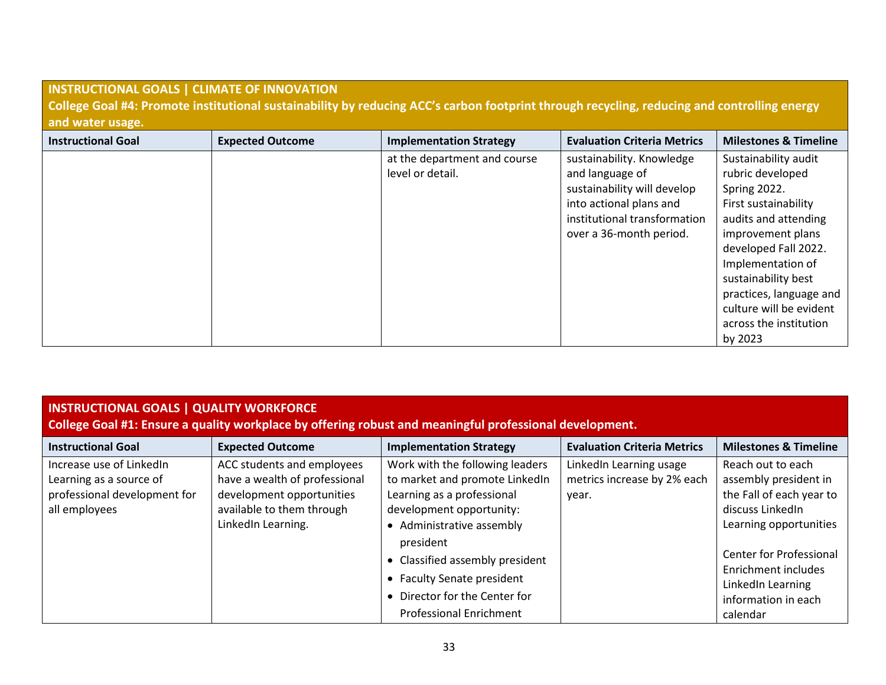## INSTRUCTIONAL GOALS | CLIMATE OF INNOVATION

**College Goal #4: Promote institutional sustainability by reducing ACC's carbon footprint through recycling, reducing and controlling energy and water usage.**

| Instructional Goal | Expected Outcome | Implementation Strategy | Evaluation Criteria Metrics | Milestones & Timeline |
|---|---|---|---|---|
| | | at the department and course level or detail. | sustainability. Knowledge and language of sustainability will develop into actional plans and institutional transformation over a 36-month period. | Sustainability audit rubric developed Spring 2022. First sustainability audits and attending improvement plans developed Fall 2022. Implementation of sustainability best practices, language and culture will be evident across the institution by 2023 |

## INSTRUCTIONAL GOALS | QUALITY WORKFORCE

**College Goal #1: Ensure a quality workplace by offering robust and meaningful professional development.**

| Instructional Goal | Expected Outcome | Implementation Strategy | Evaluation Criteria Metrics | Milestones & Timeline |
|---|---|---|---|---|
| Increase use of LinkedIn Learning as a source of professional development for all employees | ACC students and employees have a wealth of professional development opportunities available to them through LinkedIn Learning. | Work with the following leaders to market and promote LinkedIn Learning as a professional development opportunity:<br>• Administrative assembly president<br>• Classified assembly president<br>• Faculty Senate president<br>• Director for the Center for Professional Enrichment | LinkedIn Learning usage metrics increase by 2% each year. | Reach out to each assembly president in the Fall of each year to discuss LinkedIn Learning opportunities<br><br>Center for Professional Enrichment includes LinkedIn Learning information in each calendar |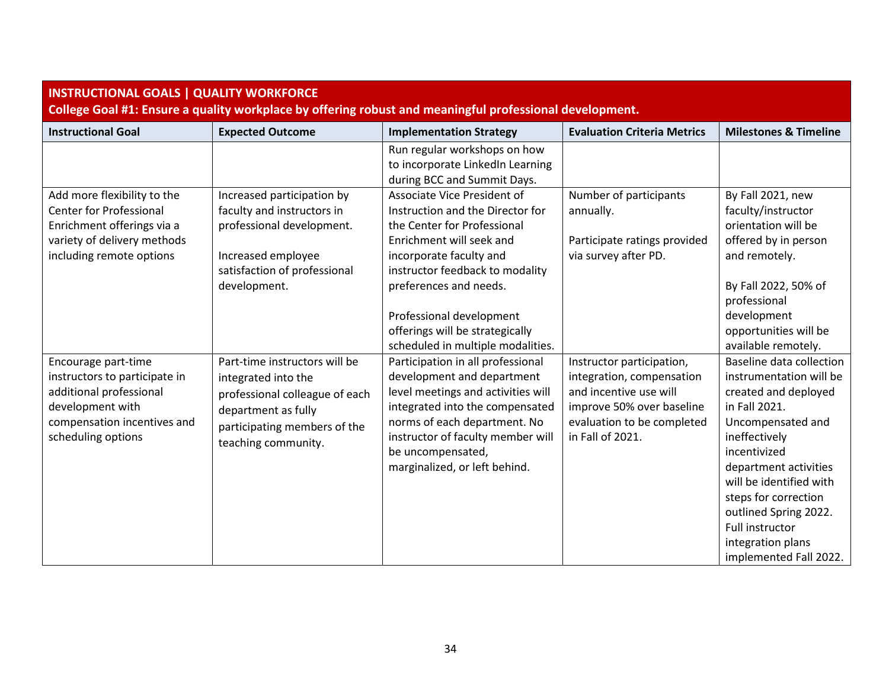**INSTRUCTIONAL GOALS | QUALITY WORKFORCE**

**College Goal #1: Ensure a quality workplace by offering robust and meaningful professional development.**

| Instructional Goal | Expected Outcome | Implementation Strategy | Evaluation Criteria Metrics | Milestones & Timeline |
|---|---|---|---|---|
| | | Run regular workshops on how to incorporate LinkedIn Learning during BCC and Summit Days. | | |
| Add more flexibility to the Center for Professional Enrichment offerings via a variety of delivery methods including remote options | Increased participation by faculty and instructors in professional development.<br><br>Increased employee satisfaction of professional development. | Associate Vice President of Instruction and the Director for the Center for Professional Enrichment will seek and incorporate faculty and instructor feedback to modality preferences and needs.<br><br>Professional development offerings will be strategically scheduled in multiple modalities. | Number of participants annually.<br><br>Participate ratings provided via survey after PD. | By Fall 2021, new faculty/instructor orientation will be offered by in person and remotely.<br><br>By Fall 2022, 50% of professional development opportunities will be available remotely. |
| Encourage part-time instructors to participate in additional professional development with compensation incentives and scheduling options | Part-time instructors will be integrated into the professional colleague of each department as fully participating members of the teaching community. | Participation in all professional development and department level meetings and activities will integrated into the compensated norms of each department. No instructor of faculty member will be uncompensated, marginalized, or left behind. | Instructor participation, integration, compensation and incentive use will improve 50% over baseline evaluation to be completed in Fall of 2021. | Baseline data collection instrumentation will be created and deployed in Fall 2021. Uncompensated and ineffectively incentivized department activities will be identified with steps for correction outlined Spring 2022. Full instructor integration plans implemented Fall 2022. |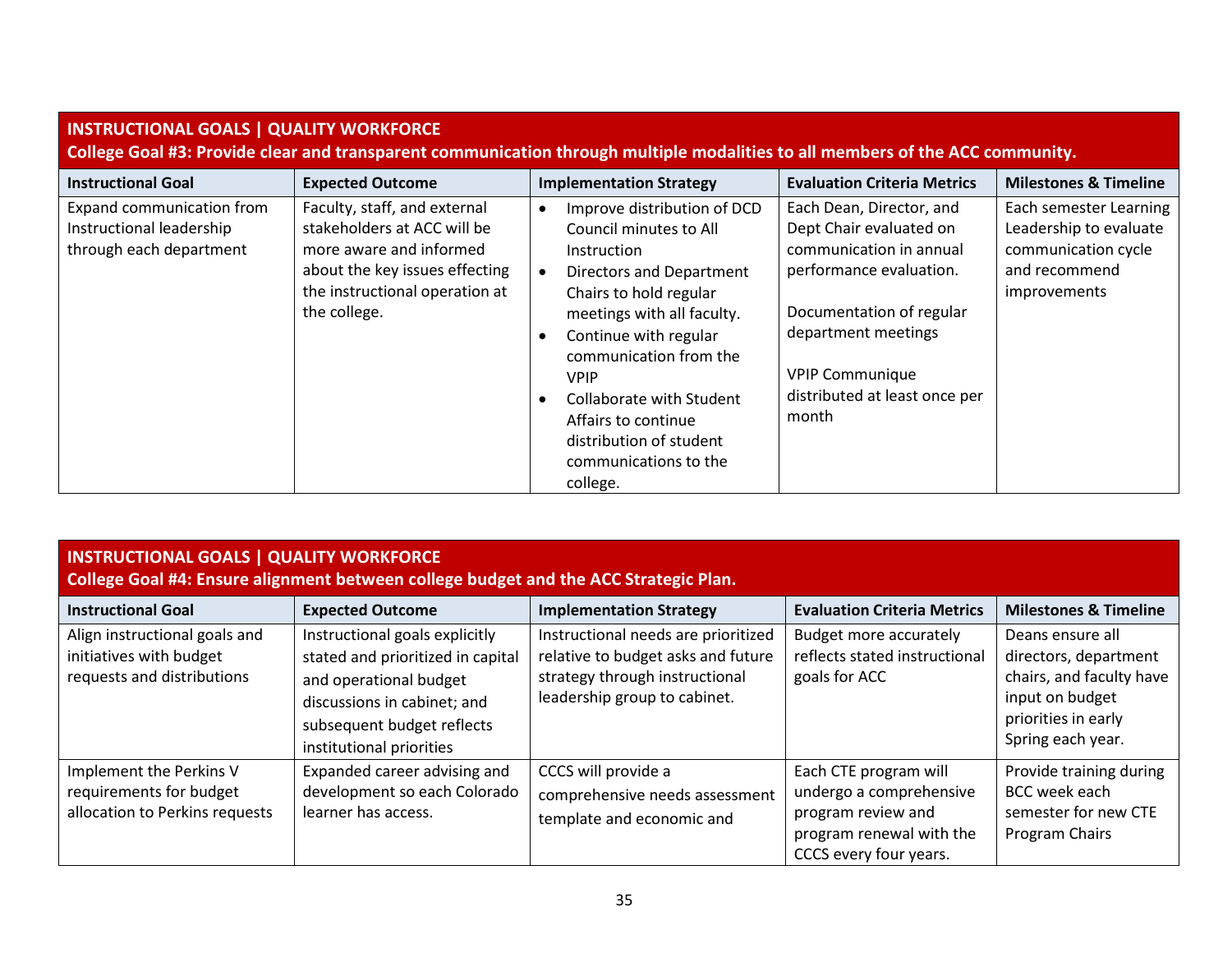## INSTRUCTIONAL GOALS | QUALITY WORKFORCE

**College Goal #3: Provide clear and transparent communication through multiple modalities to all members of the ACC community.**

| Instructional Goal | Expected Outcome | Implementation Strategy | Evaluation Criteria Metrics | Milestones & Timeline |
|---|---|---|---|---|
| Expand communication from Instructional leadership through each department | Faculty, staff, and external stakeholders at ACC will be more aware and informed about the key issues effecting the instructional operation at the college. | • Improve distribution of DCD Council minutes to All Instruction<br>• Directors and Department Chairs to hold regular meetings with all faculty.<br>• Continue with regular communication from the VPIP<br>• Collaborate with Student Affairs to continue distribution of student communications to the college. | Each Dean, Director, and Dept Chair evaluated on communication in annual performance evaluation.<br><br>Documentation of regular department meetings<br><br>VPIP Communique distributed at least once per month | Each semester Learning Leadership to evaluate communication cycle and recommend improvements |

## INSTRUCTIONAL GOALS | QUALITY WORKFORCE

**College Goal #4: Ensure alignment between college budget and the ACC Strategic Plan.**

| Instructional Goal | Expected Outcome | Implementation Strategy | Evaluation Criteria Metrics | Milestones & Timeline |
|---|---|---|---|---|
| Align instructional goals and initiatives with budget requests and distributions | Instructional goals explicitly stated and prioritized in capital and operational budget discussions in cabinet; and subsequent budget reflects institutional priorities | Instructional needs are prioritized relative to budget asks and future strategy through instructional leadership group to cabinet. | Budget more accurately reflects stated instructional goals for ACC | Deans ensure all directors, department chairs, and faculty have input on budget priorities in early Spring each year. |
| Implement the Perkins V requirements for budget allocation to Perkins requests | Expanded career advising and development so each Colorado learner has access. | CCCS will provide a comprehensive needs assessment template and economic and | Each CTE program will undergo a comprehensive program review and program renewal with the CCCS every four years. | Provide training during BCC week each semester for new CTE Program Chairs |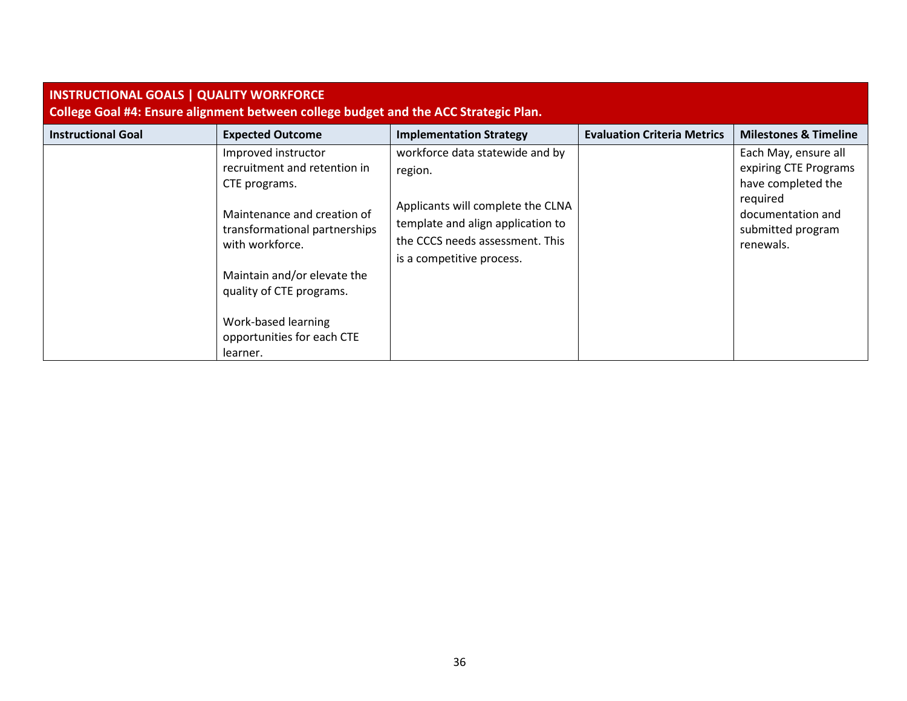**INSTRUCTIONAL GOALS | QUALITY WORKFORCE**
**College Goal #4: Ensure alignment between college budget and the ACC Strategic Plan.**

| Instructional Goal | Expected Outcome | Implementation Strategy | Evaluation Criteria Metrics | Milestones & Timeline |
|---|---|---|---|---|
| | Improved instructor recruitment and retention in CTE programs.<br><br>Maintenance and creation of transformational partnerships with workforce.<br><br>Maintain and/or elevate the quality of CTE programs.<br><br>Work-based learning opportunities for each CTE learner. | workforce data statewide and by region.<br><br>Applicants will complete the CLNA template and align application to the CCCS needs assessment. This is a competitive process. | | Each May, ensure all expiring CTE Programs have completed the required documentation and submitted program renewals. |